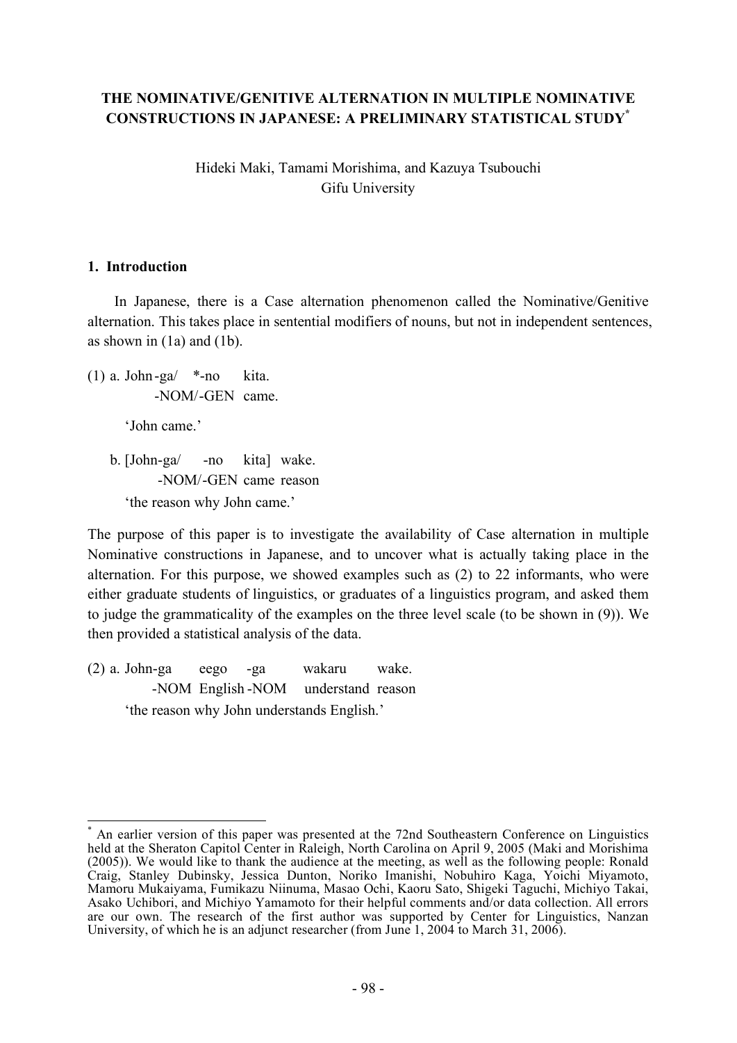# THE NOMINATIVE/GENITIVE ALTERNATION IN MULTIPLE NOMINATIVE CONSTRUCTIONS IN JAPANESE: A PRELIMINARY STATISTICAL STUDY*

Hideki Maki, Tamami Morishima, and Kazuya Tsubouchi
Gifu University

## 1. Introduction

In Japanese, there is a Case alternation phenomenon called the Nominative/Genitive alternation. This takes place in sentential modifiers of nouns, but not in independent sentences, as shown in (1a) and (1b).

(1) a. John-ga/ *-no kita.
  -NOM/-GEN came.
  'John came.'

 b. [John-ga/ -no kita] wake.
  -NOM/-GEN came reason
  'the reason why John came.'

The purpose of this paper is to investigate the availability of Case alternation in multiple Nominative constructions in Japanese, and to uncover what is actually taking place in the alternation. For this purpose, we showed examples such as (2) to 22 informants, who were either graduate students of linguistics, or graduates of a linguistics program, and asked them to judge the grammaticality of the examples on the three level scale (to be shown in (9)). We then provided a statistical analysis of the data.

(2) a. John-ga eego -ga wakaru wake.
  -NOM English -NOM understand reason
  'the reason why John understands English.'

---

* An earlier version of this paper was presented at the 72nd Southeastern Conference on Linguistics held at the Sheraton Capitol Center in Raleigh, North Carolina on April 9, 2005 (Maki and Morishima (2005)). We would like to thank the audience at the meeting, as well as the following people: Ronald Craig, Stanley Dubinsky, Jessica Dunton, Noriko Imanishi, Nobuhiro Kaga, Yoichi Miyamoto, Mamoru Mukaiyama, Fumikazu Niinuma, Masao Ochi, Kaoru Sato, Shigeki Taguchi, Michiyo Takai, Asako Uchibori, and Michiyo Yamamoto for their helpful comments and/or data collection. All errors are our own. The research of the first author was supported by Center for Linguistics, Nanzan University, of which he is an adjunct researcher (from June 1, 2004 to March 31, 2006).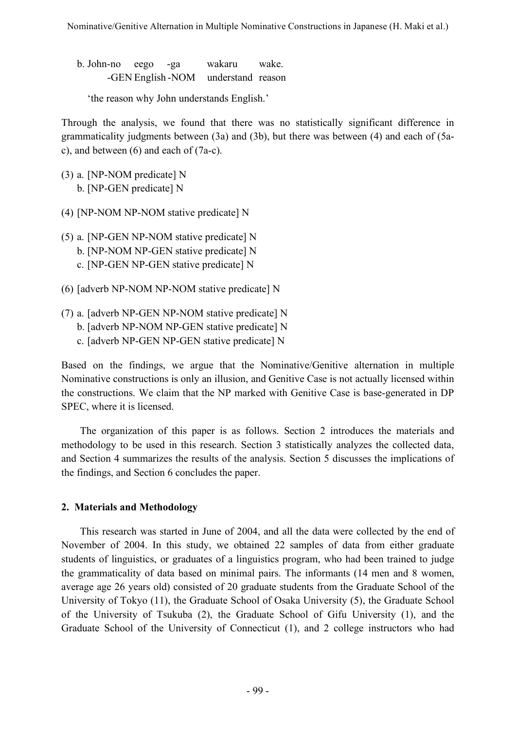b. John-no   eego   -ga   wakaru   wake.
   -GEN English -NOM   understand   reason

'the reason why John understands English.'

Through the analysis, we found that there was no statistically significant difference in grammaticality judgments between (3a) and (3b), but there was between (4) and each of (5a-c), and between (6) and each of (7a-c).

(3) a. [NP-NOM predicate] N
    b. [NP-GEN predicate] N

(4) [NP-NOM NP-NOM stative predicate] N

(5) a. [NP-GEN NP-NOM stative predicate] N
    b. [NP-NOM NP-GEN stative predicate] N
    c. [NP-GEN NP-GEN stative predicate] N

(6) [adverb NP-NOM NP-NOM stative predicate] N

(7) a. [adverb NP-GEN NP-NOM stative predicate] N
    b. [adverb NP-NOM NP-GEN stative predicate] N
    c. [adverb NP-GEN NP-GEN stative predicate] N

Based on the findings, we argue that the Nominative/Genitive alternation in multiple Nominative constructions is only an illusion, and Genitive Case is not actually licensed within the constructions. We claim that the NP marked with Genitive Case is base-generated in DP SPEC, where it is licensed.

The organization of this paper is as follows. Section 2 introduces the materials and methodology to be used in this research. Section 3 statistically analyzes the collected data, and Section 4 summarizes the results of the analysis. Section 5 discusses the implications of the findings, and Section 6 concludes the paper.

## 2. Materials and Methodology

This research was started in June of 2004, and all the data were collected by the end of November of 2004. In this study, we obtained 22 samples of data from either graduate students of linguistics, or graduates of a linguistics program, who had been trained to judge the grammaticality of data based on minimal pairs. The informants (14 men and 8 women, average age 26 years old) consisted of 20 graduate students from the Graduate School of the University of Tokyo (11), the Graduate School of Osaka University (5), the Graduate School of the University of Tsukuba (2), the Graduate School of Gifu University (1), and the Graduate School of the University of Connecticut (1), and 2 college instructors who had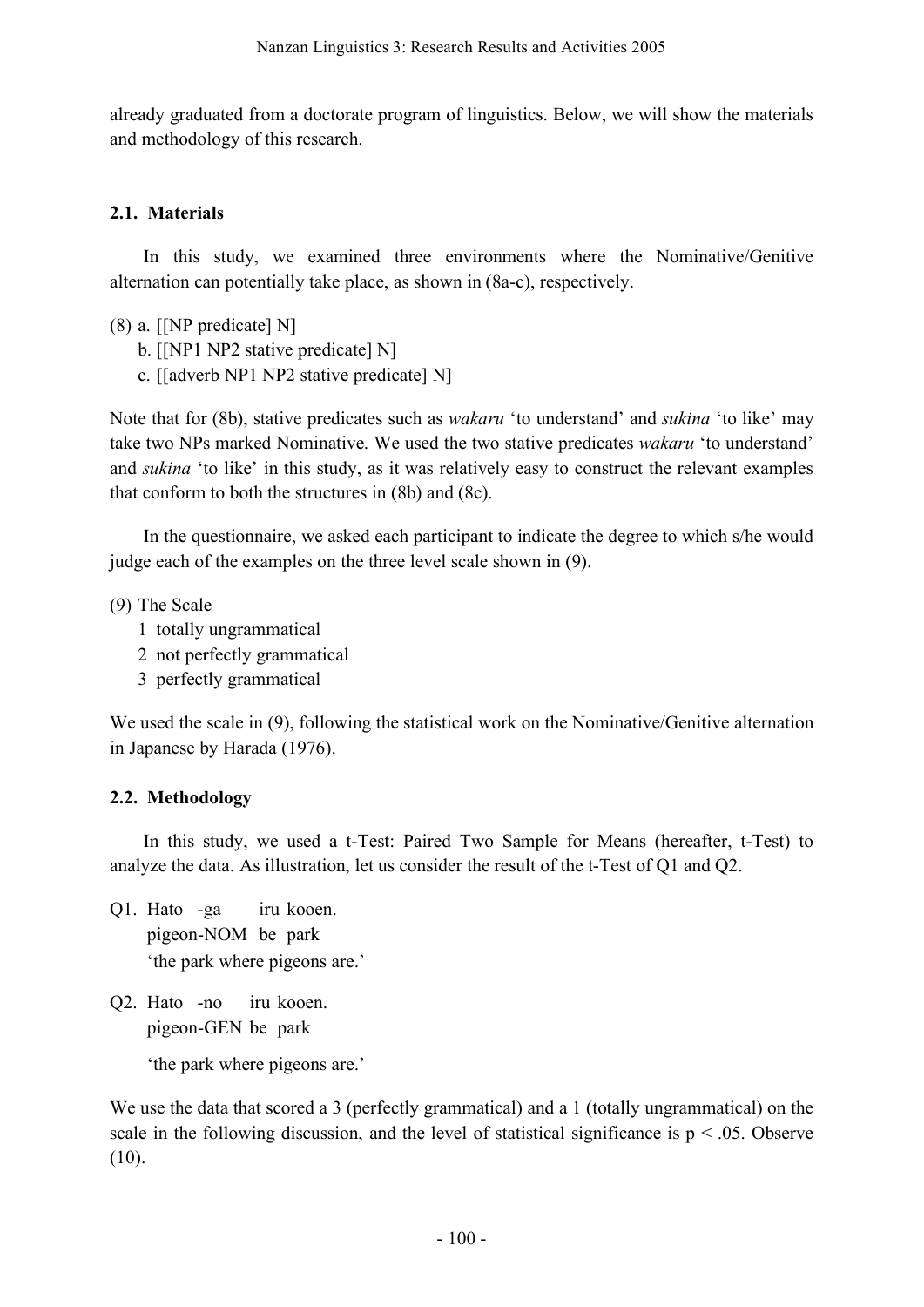already graduated from a doctorate program of linguistics. Below, we will show the materials and methodology of this research.

### 2.1. Materials

In this study, we examined three environments where the Nominative/Genitive alternation can potentially take place, as shown in (8a-c), respectively.

(8) a. [[NP predicate] N]
    b. [[NP1 NP2 stative predicate] N]
    c. [[adverb NP1 NP2 stative predicate] N]

Note that for (8b), stative predicates such as *wakaru* 'to understand' and *sukina* 'to like' may take two NPs marked Nominative. We used the two stative predicates *wakaru* 'to understand' and *sukina* 'to like' in this study, as it was relatively easy to construct the relevant examples that conform to both the structures in (8b) and (8c).

In the questionnaire, we asked each participant to indicate the degree to which s/he would judge each of the examples on the three level scale shown in (9).

(9) The Scale
    1 totally ungrammatical
    2 not perfectly grammatical
    3 perfectly grammatical

We used the scale in (9), following the statistical work on the Nominative/Genitive alternation in Japanese by Harada (1976).

### 2.2. Methodology

In this study, we used a t-Test: Paired Two Sample for Means (hereafter, t-Test) to analyze the data. As illustration, let us consider the result of the t-Test of Q1 and Q2.

Q1. Hato -ga iru kooen.
    pigeon-NOM be park
    'the park where pigeons are.'

Q2. Hato -no iru kooen.
    pigeon-GEN be park
    'the park where pigeons are.'

We use the data that scored a 3 (perfectly grammatical) and a 1 (totally ungrammatical) on the scale in the following discussion, and the level of statistical significance is $p < .05$. Observe (10).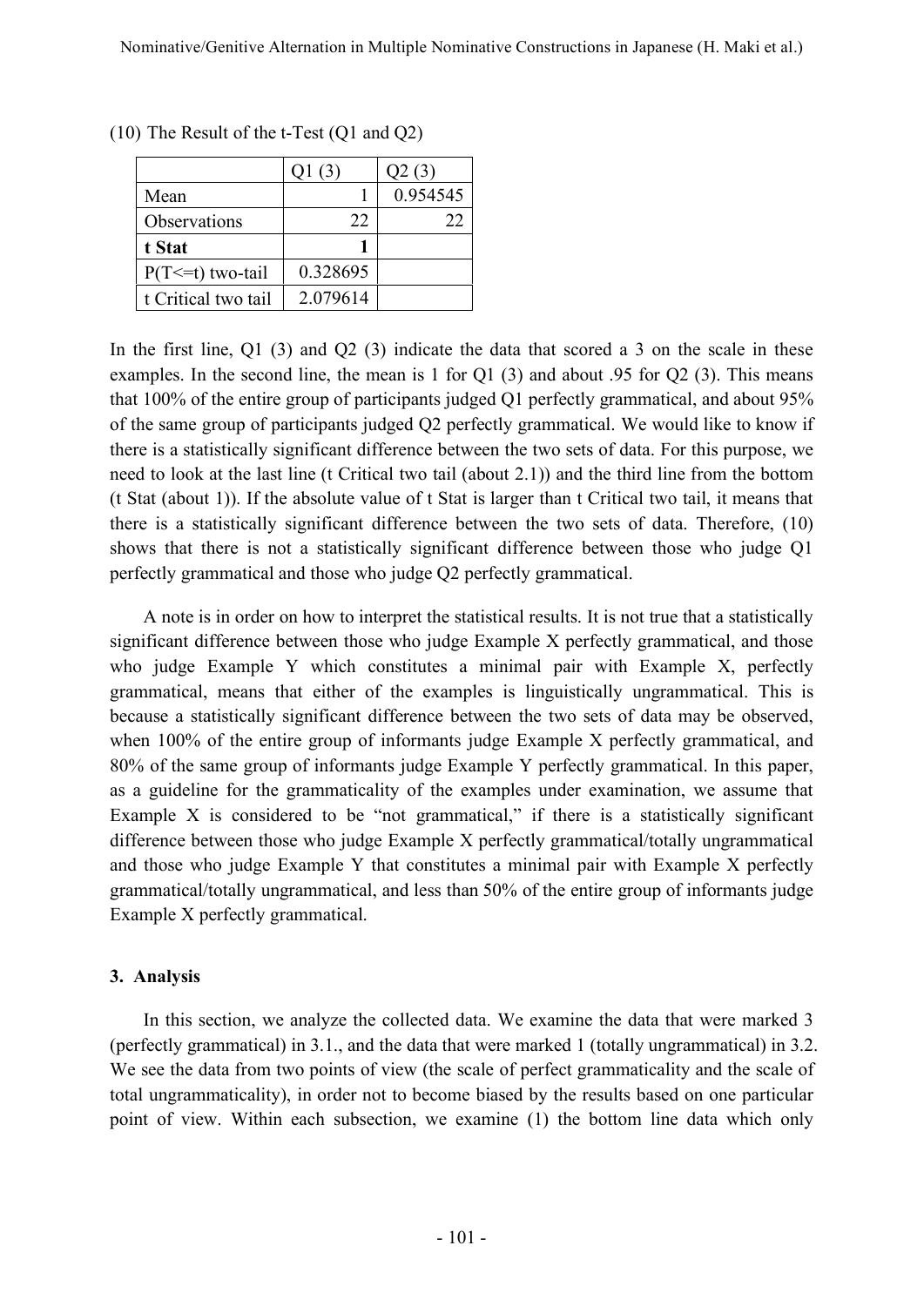(10) The Result of the t-Test (Q1 and Q2)

| | Q1 (3) | Q2 (3) |
|---|---|---|
| Mean | 1 | 0.954545 |
| Observations | 22 | 22 |
| **t Stat** | **1** | |
| P(T<=t) two-tail | 0.328695 | |
| t Critical two tail | 2.079614 | |

In the first line, Q1 (3) and Q2 (3) indicate the data that scored a 3 on the scale in these examples. In the second line, the mean is 1 for Q1 (3) and about .95 for Q2 (3). This means that 100% of the entire group of participants judged Q1 perfectly grammatical, and about 95% of the same group of participants judged Q2 perfectly grammatical. We would like to know if there is a statistically significant difference between the two sets of data. For this purpose, we need to look at the last line (t Critical two tail (about 2.1)) and the third line from the bottom (t Stat (about 1)). If the absolute value of t Stat is larger than t Critical two tail, it means that there is a statistically significant difference between the two sets of data. Therefore, (10) shows that there is not a statistically significant difference between those who judge Q1 perfectly grammatical and those who judge Q2 perfectly grammatical.

A note is in order on how to interpret the statistical results. It is not true that a statistically significant difference between those who judge Example X perfectly grammatical, and those who judge Example Y which constitutes a minimal pair with Example X, perfectly grammatical, means that either of the examples is linguistically ungrammatical. This is because a statistically significant difference between the two sets of data may be observed, when 100% of the entire group of informants judge Example X perfectly grammatical, and 80% of the same group of informants judge Example Y perfectly grammatical. In this paper, as a guideline for the grammaticality of the examples under examination, we assume that Example X is considered to be "not grammatical," if there is a statistically significant difference between those who judge Example X perfectly grammatical/totally ungrammatical and those who judge Example Y that constitutes a minimal pair with Example X perfectly grammatical/totally ungrammatical, and less than 50% of the entire group of informants judge Example X perfectly grammatical.

### 3. Analysis

In this section, we analyze the collected data. We examine the data that were marked 3 (perfectly grammatical) in 3.1., and the data that were marked 1 (totally ungrammatical) in 3.2. We see the data from two points of view (the scale of perfect grammaticality and the scale of total ungrammaticality), in order not to become biased by the results based on one particular point of view. Within each subsection, we examine (1) the bottom line data which only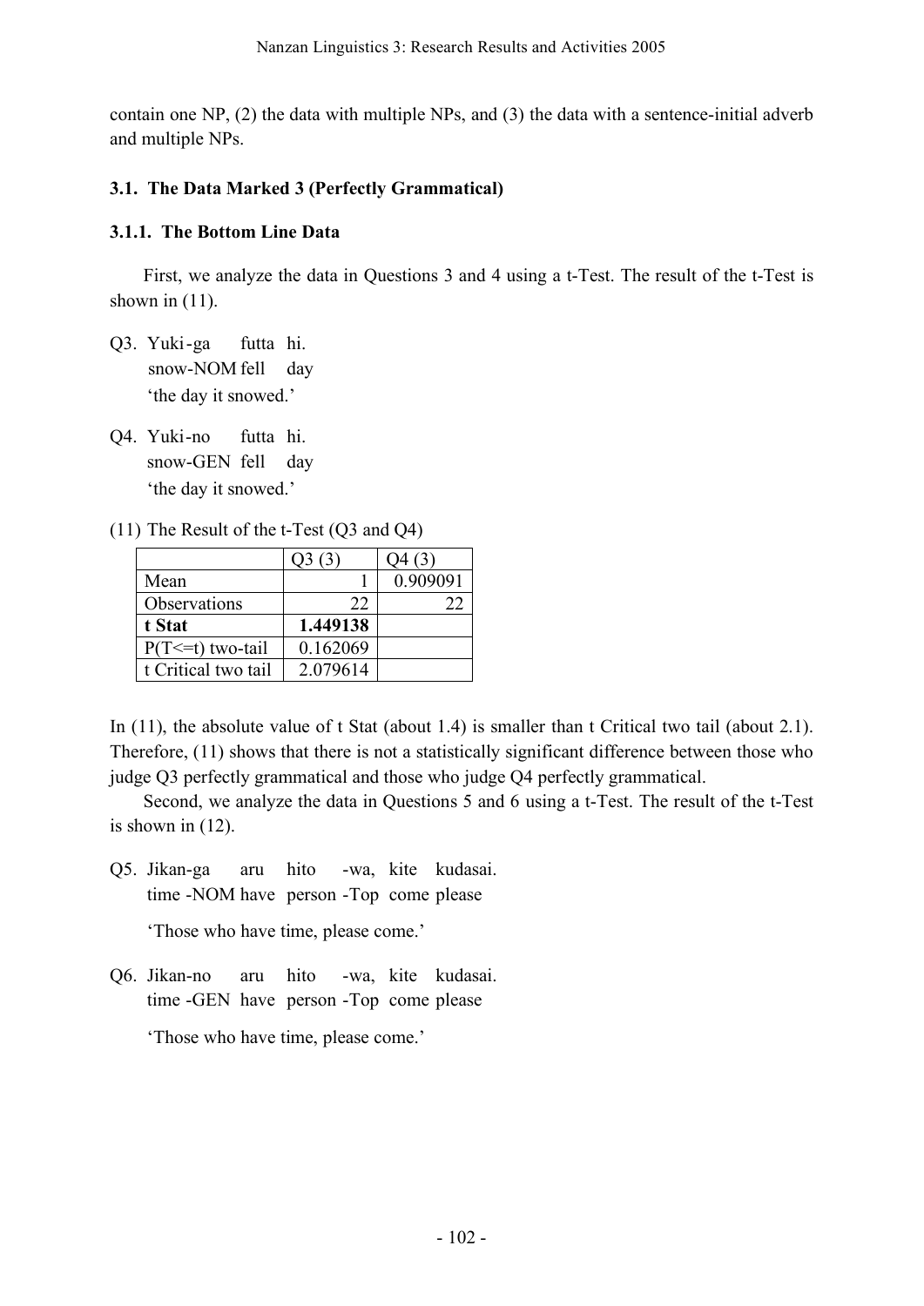contain one NP, (2) the data with multiple NPs, and (3) the data with a sentence-initial adverb and multiple NPs.

### 3.1. The Data Marked 3 (Perfectly Grammatical)

#### 3.1.1. The Bottom Line Data

First, we analyze the data in Questions 3 and 4 using a t-Test. The result of the t-Test is shown in (11).

Q3. Yuki-ga futta hi.
snow-NOM fell day
'the day it snowed.'

Q4. Yuki-no futta hi.
snow-GEN fell day
'the day it snowed.'

(11) The Result of the t-Test (Q3 and Q4)

| | Q3 (3) | Q4 (3) |
|---|---|---|
| Mean | 1 | 0.909091 |
| Observations | 22 | 22 |
| **t Stat** | **1.449138** | |
| P(T<=t) two-tail | 0.162069 | |
| t Critical two tail | 2.079614 | |

In (11), the absolute value of t Stat (about 1.4) is smaller than t Critical two tail (about 2.1). Therefore, (11) shows that there is not a statistically significant difference between those who judge Q3 perfectly grammatical and those who judge Q4 perfectly grammatical.

Second, we analyze the data in Questions 5 and 6 using a t-Test. The result of the t-Test is shown in (12).

Q5. Jikan-ga aru hito -wa, kite kudasai.
time -NOM have person -Top come please

'Those who have time, please come.'

Q6. Jikan-no aru hito -wa, kite kudasai.
time -GEN have person -Top come please

'Those who have time, please come.'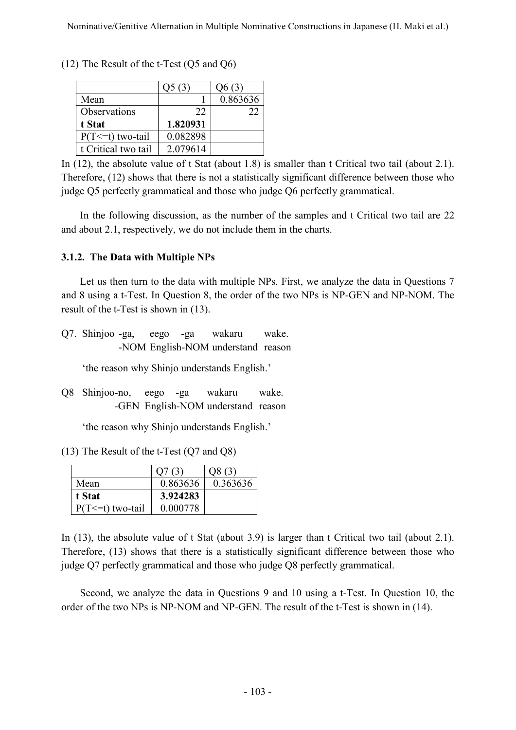(12) The Result of the t-Test (Q5 and Q6)

| | Q5 (3) | Q6 (3) |
|---|---|---|
| Mean | 1 | 0.863636 |
| Observations | 22 | 22 |
| **t Stat** | **1.820931** | |
| P(T<=t) two-tail | 0.082898 | |
| t Critical two tail | 2.079614 | |

In (12), the absolute value of t Stat (about 1.8) is smaller than t Critical two tail (about 2.1). Therefore, (12) shows that there is not a statistically significant difference between those who judge Q5 perfectly grammatical and those who judge Q6 perfectly grammatical.

In the following discussion, as the number of the samples and t Critical two tail are 22 and about 2.1, respectively, we do not include them in the charts.

### 3.1.2. The Data with Multiple NPs

Let us then turn to the data with multiple NPs. First, we analyze the data in Questions 7 and 8 using a t-Test. In Question 8, the order of the two NPs is NP-GEN and NP-NOM. The result of the t-Test is shown in (13).

Q7. Shinjoo -ga, eego -ga wakaru wake.
  -NOM English-NOM understand reason

 'the reason why Shinjo understands English.'

Q8 Shinjoo-no, eego -ga wakaru wake.
  -GEN English-NOM understand reason

 'the reason why Shinjo understands English.'

(13) The Result of the t-Test (Q7 and Q8)

| | Q7 (3) | Q8 (3) |
|---|---|---|
| Mean | 0.863636 | 0.363636 |
| **t Stat** | **3.924283** | |
| P(T<=t) two-tail | 0.000778 | |

In (13), the absolute value of t Stat (about 3.9) is larger than t Critical two tail (about 2.1). Therefore, (13) shows that there is a statistically significant difference between those who judge Q7 perfectly grammatical and those who judge Q8 perfectly grammatical.

Second, we analyze the data in Questions 9 and 10 using a t-Test. In Question 10, the order of the two NPs is NP-NOM and NP-GEN. The result of the t-Test is shown in (14).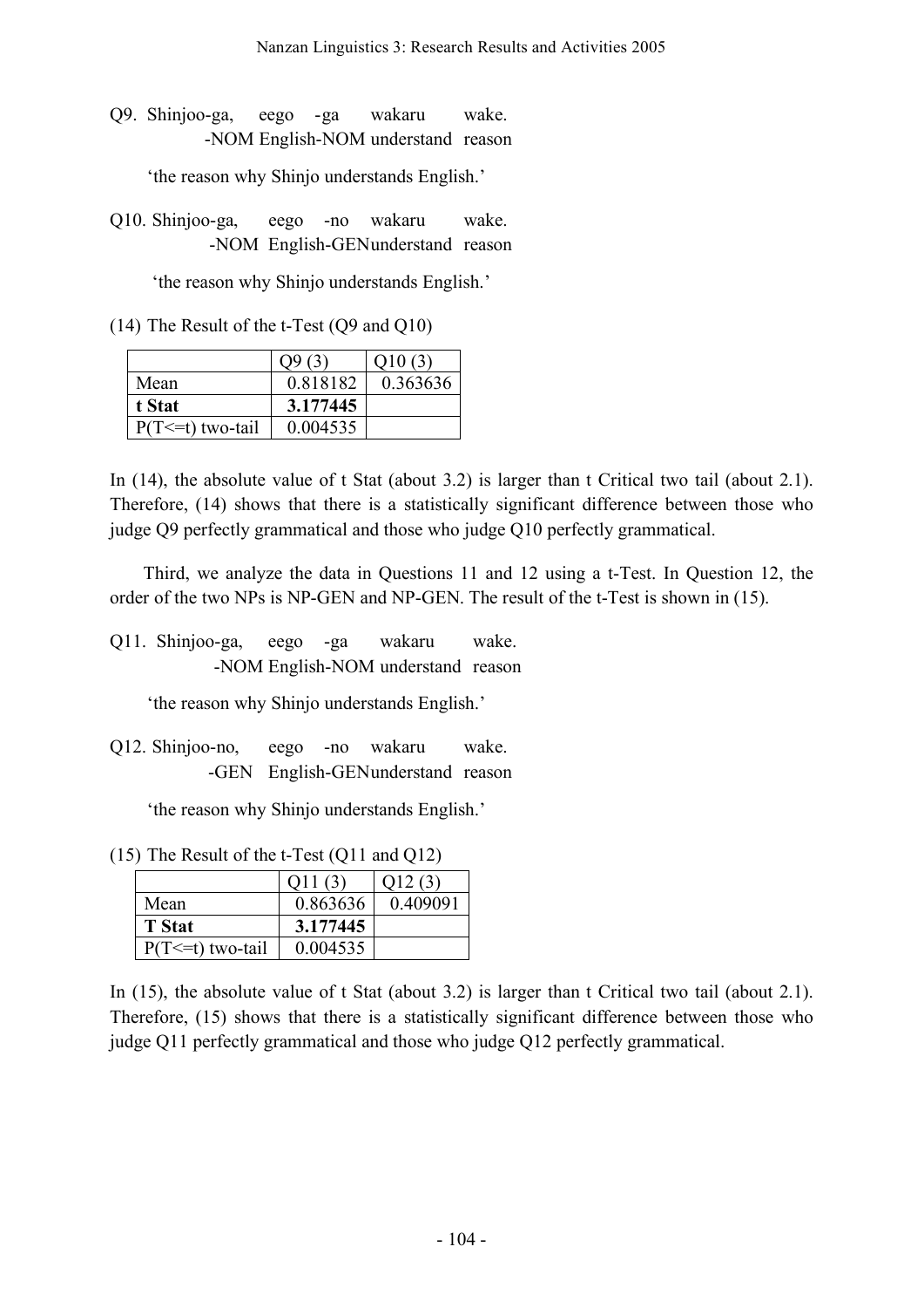Q9. Shinjoo-ga, eego -ga wakaru wake.
-NOM English-NOM understand reason

'the reason why Shinjo understands English.'

Q10. Shinjoo-ga, eego -no wakaru wake.
-NOM English-GENunderstand reason

'the reason why Shinjo understands English.'

(14) The Result of the t-Test (Q9 and Q10)

| | Q9 (3) | Q10 (3) |
|---|---|---|
| Mean | 0.818182 | 0.363636 |
| **t Stat** | **3.177445** | |
| P(T<=t) two-tail | 0.004535 | |

In (14), the absolute value of t Stat (about 3.2) is larger than t Critical two tail (about 2.1). Therefore, (14) shows that there is a statistically significant difference between those who judge Q9 perfectly grammatical and those who judge Q10 perfectly grammatical.

Third, we analyze the data in Questions 11 and 12 using a t-Test. In Question 12, the order of the two NPs is NP-GEN and NP-GEN. The result of the t-Test is shown in (15).

Q11. Shinjoo-ga, eego -ga wakaru wake.
-NOM English-NOM understand reason

'the reason why Shinjo understands English.'

Q12. Shinjoo-no, eego -no wakaru wake.
-GEN English-GENunderstand reason

'the reason why Shinjo understands English.'

(15) The Result of the t-Test (Q11 and Q12)

| | Q11 (3) | Q12 (3) |
|---|---|---|
| Mean | 0.863636 | 0.409091 |
| **T Stat** | **3.177445** | |
| P(T<=t) two-tail | 0.004535 | |

In (15), the absolute value of t Stat (about 3.2) is larger than t Critical two tail (about 2.1). Therefore, (15) shows that there is a statistically significant difference between those who judge Q11 perfectly grammatical and those who judge Q12 perfectly grammatical.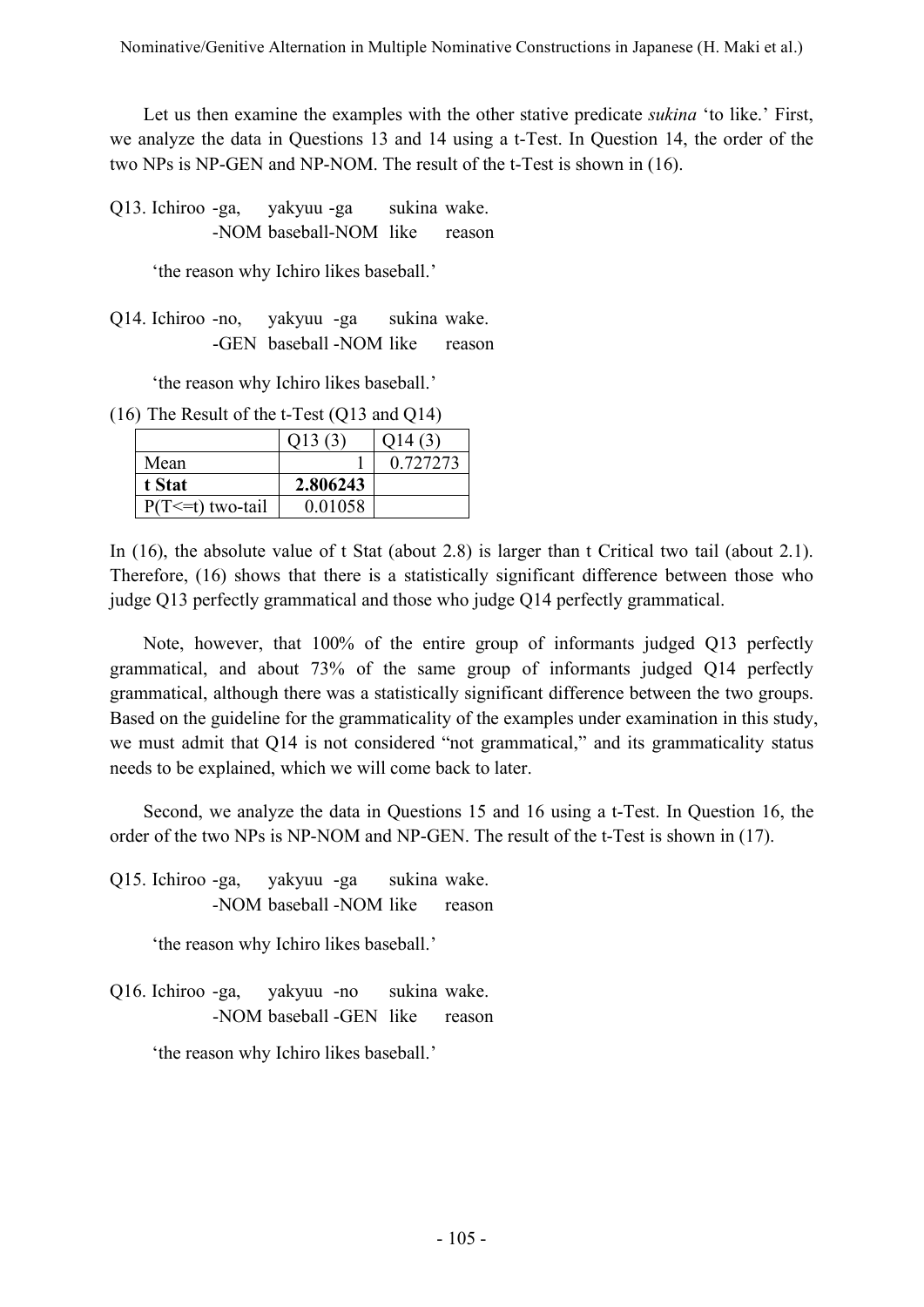Let us then examine the examples with the other stative predicate *sukina* 'to like.' First, we analyze the data in Questions 13 and 14 using a t-Test. In Question 14, the order of the two NPs is NP-GEN and NP-NOM. The result of the t-Test is shown in (16).

Q13. Ichiroo -ga, yakyuu -ga sukina wake.
-NOM baseball-NOM like reason

'the reason why Ichiro likes baseball.'

Q14. Ichiroo -no, yakyuu -ga sukina wake.
-GEN baseball -NOM like reason

'the reason why Ichiro likes baseball.'

(16) The Result of the t-Test (Q13 and Q14)

| | Q13 (3) | Q14 (3) |
|---|---|---|
| Mean | 1 | 0.727273 |
| **t Stat** | **2.806243** | |
| P(T<=t) two-tail | 0.01058 | |

In (16), the absolute value of t Stat (about 2.8) is larger than t Critical two tail (about 2.1). Therefore, (16) shows that there is a statistically significant difference between those who judge Q13 perfectly grammatical and those who judge Q14 perfectly grammatical.

Note, however, that 100% of the entire group of informants judged Q13 perfectly grammatical, and about 73% of the same group of informants judged Q14 perfectly grammatical, although there was a statistically significant difference between the two groups. Based on the guideline for the grammaticality of the examples under examination in this study, we must admit that Q14 is not considered "not grammatical," and its grammaticality status needs to be explained, which we will come back to later.

Second, we analyze the data in Questions 15 and 16 using a t-Test. In Question 16, the order of the two NPs is NP-NOM and NP-GEN. The result of the t-Test is shown in (17).

Q15. Ichiroo -ga, yakyuu -ga sukina wake.
-NOM baseball -NOM like reason

'the reason why Ichiro likes baseball.'

Q16. Ichiroo -ga, yakyuu -no sukina wake.
-NOM baseball -GEN like reason

'the reason why Ichiro likes baseball.'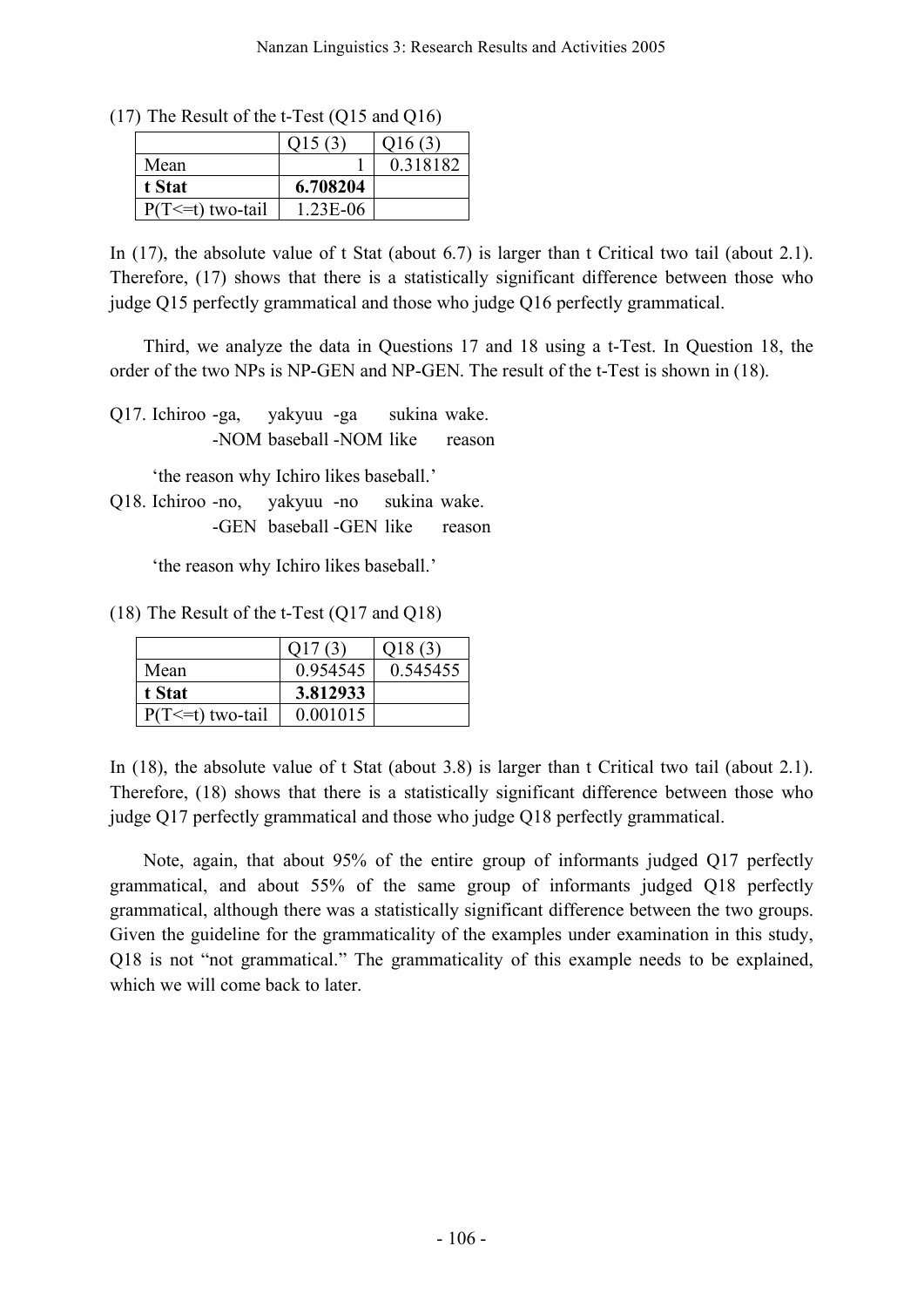(17) The Result of the t-Test (Q15 and Q16)

| | Q15 (3) | Q16 (3) |
|---|---|---|
| Mean | 1 | 0.318182 |
| **t Stat** | **6.708204** | |
| P(T<=t) two-tail | 1.23E-06 | |

In (17), the absolute value of t Stat (about 6.7) is larger than t Critical two tail (about 2.1). Therefore, (17) shows that there is a statistically significant difference between those who judge Q15 perfectly grammatical and those who judge Q16 perfectly grammatical.

Third, we analyze the data in Questions 17 and 18 using a t-Test. In Question 18, the order of the two NPs is NP-GEN and NP-GEN. The result of the t-Test is shown in (18).

Q17. Ichiroo -ga, yakyuu -ga sukina wake.
-NOM baseball -NOM like reason

'the reason why Ichiro likes baseball.'

Q18. Ichiroo -no, yakyuu -no sukina wake.
-GEN baseball -GEN like reason

'the reason why Ichiro likes baseball.'

(18) The Result of the t-Test (Q17 and Q18)

| | Q17 (3) | Q18 (3) |
|---|---|---|
| Mean | 0.954545 | 0.545455 |
| **t Stat** | **3.812933** | |
| P(T<=t) two-tail | 0.001015 | |

In (18), the absolute value of t Stat (about 3.8) is larger than t Critical two tail (about 2.1). Therefore, (18) shows that there is a statistically significant difference between those who judge Q17 perfectly grammatical and those who judge Q18 perfectly grammatical.

Note, again, that about 95% of the entire group of informants judged Q17 perfectly grammatical, and about 55% of the same group of informants judged Q18 perfectly grammatical, although there was a statistically significant difference between the two groups. Given the guideline for the grammaticality of the examples under examination in this study, Q18 is not "not grammatical." The grammaticality of this example needs to be explained, which we will come back to later.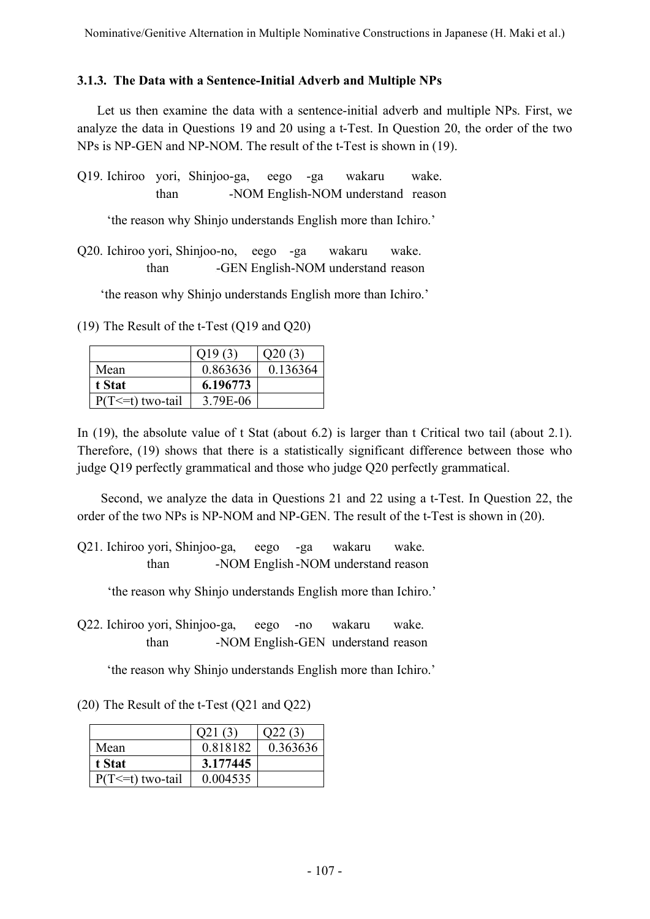### 3.1.3. The Data with a Sentence-Initial Adverb and Multiple NPs

Let us then examine the data with a sentence-initial adverb and multiple NPs. First, we analyze the data in Questions 19 and 20 using a t-Test. In Question 20, the order of the two NPs is NP-GEN and NP-NOM. The result of the t-Test is shown in (19).

Q19. Ichiroo yori, Shinjoo-ga, eego -ga wakaru wake.
　　　　than　　　　-NOM English-NOM understand reason

　　'the reason why Shinjo understands English more than Ichiro.'

Q20. Ichiroo yori, Shinjoo-no, eego -ga wakaru wake.
　　　　than　　　　-GEN English-NOM understand reason

　　'the reason why Shinjo understands English more than Ichiro.'

(19) The Result of the t-Test (Q19 and Q20)

| | Q19 (3) | Q20 (3) |
|---|---|---|
| Mean | 0.863636 | 0.136364 |
| **t Stat** | **6.196773** | |
| P(T<=t) two-tail | 3.79E-06 | |

In (19), the absolute value of t Stat (about 6.2) is larger than t Critical two tail (about 2.1). Therefore, (19) shows that there is a statistically significant difference between those who judge Q19 perfectly grammatical and those who judge Q20 perfectly grammatical.

Second, we analyze the data in Questions 21 and 22 using a t-Test. In Question 22, the order of the two NPs is NP-NOM and NP-GEN. The result of the t-Test is shown in (20).

Q21. Ichiroo yori, Shinjoo-ga, eego -ga wakaru wake.
　　　　than　　　　-NOM English -NOM understand reason

　　'the reason why Shinjo understands English more than Ichiro.'

Q22. Ichiroo yori, Shinjoo-ga, eego -no wakaru wake.
　　　　than　　　　-NOM English-GEN understand reason

　　'the reason why Shinjo understands English more than Ichiro.'

(20) The Result of the t-Test (Q21 and Q22)

| | Q21 (3) | Q22 (3) |
|---|---|---|
| Mean | 0.818182 | 0.363636 |
| **t Stat** | **3.177445** | |
| P(T<=t) two-tail | 0.004535 | |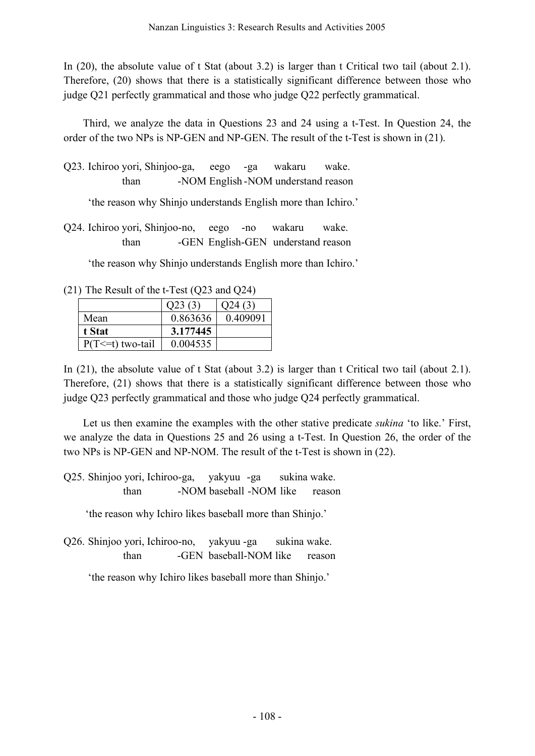In (20), the absolute value of t Stat (about 3.2) is larger than t Critical two tail (about 2.1). Therefore, (20) shows that there is a statistically significant difference between those who judge Q21 perfectly grammatical and those who judge Q22 perfectly grammatical.

Third, we analyze the data in Questions 23 and 24 using a t-Test. In Question 24, the order of the two NPs is NP-GEN and NP-GEN. The result of the t-Test is shown in (21).

Q23. Ichiroo yori, Shinjoo-ga, eego -ga wakaru wake.
than -NOM English -NOM understand reason

'the reason why Shinjo understands English more than Ichiro.'

Q24. Ichiroo yori, Shinjoo-no, eego -no wakaru wake.
than -GEN English-GEN understand reason

'the reason why Shinjo understands English more than Ichiro.'

(21) The Result of the t-Test (Q23 and Q24)

| | Q23 (3) | Q24 (3) |
|---|---|---|
| Mean | 0.863636 | 0.409091 |
| **t Stat** | **3.177445** | |
| P(T<=t) two-tail | 0.004535 | |

In (21), the absolute value of t Stat (about 3.2) is larger than t Critical two tail (about 2.1). Therefore, (21) shows that there is a statistically significant difference between those who judge Q23 perfectly grammatical and those who judge Q24 perfectly grammatical.

Let us then examine the examples with the other stative predicate *sukina* 'to like.' First, we analyze the data in Questions 25 and 26 using a t-Test. In Question 26, the order of the two NPs is NP-GEN and NP-NOM. The result of the t-Test is shown in (22).

Q25. Shinjoo yori, Ichiroo-ga, yakyuu -ga sukina wake.
than -NOM baseball -NOM like reason

'the reason why Ichiro likes baseball more than Shinjo.'

Q26. Shinjoo yori, Ichiroo-no, yakyuu -ga sukina wake.
than -GEN baseball-NOM like reason

'the reason why Ichiro likes baseball more than Shinjo.'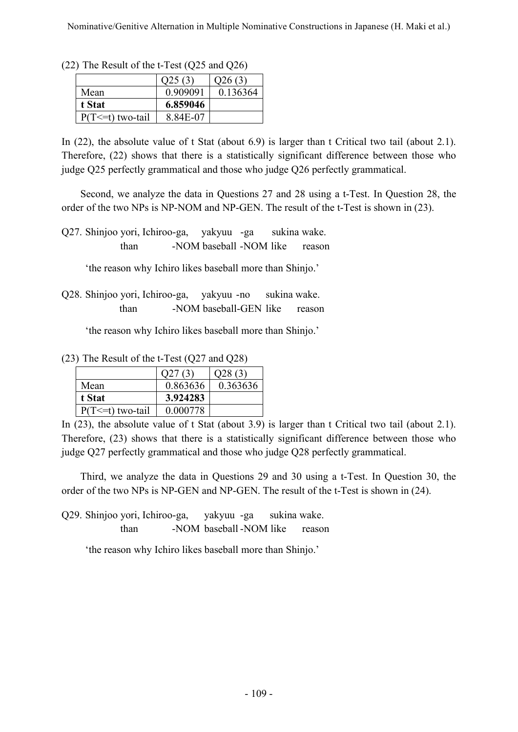(22) The Result of the t-Test (Q25 and Q26)

| | Q25 (3) | Q26 (3) |
|---|---|---|
| Mean | 0.909091 | 0.136364 |
| **t Stat** | **6.859046** | |
| P(T<=t) two-tail | 8.84E-07 | |

In (22), the absolute value of t Stat (about 6.9) is larger than t Critical two tail (about 2.1). Therefore, (22) shows that there is a statistically significant difference between those who judge Q25 perfectly grammatical and those who judge Q26 perfectly grammatical.

Second, we analyze the data in Questions 27 and 28 using a t-Test. In Question 28, the order of the two NPs is NP-NOM and NP-GEN. The result of the t-Test is shown in (23).

Q27. Shinjoo yori, Ichiroo-ga, yakyuu -ga sukina wake.
than -NOM baseball -NOM like reason

'the reason why Ichiro likes baseball more than Shinjo.'

Q28. Shinjoo yori, Ichiroo-ga, yakyuu -no sukina wake.
than -NOM baseball-GEN like reason

'the reason why Ichiro likes baseball more than Shinjo.'

(23) The Result of the t-Test (Q27 and Q28)

| | Q27 (3) | Q28 (3) |
|---|---|---|
| Mean | 0.863636 | 0.363636 |
| **t Stat** | **3.924283** | |
| P(T<=t) two-tail | 0.000778 | |

In (23), the absolute value of t Stat (about 3.9) is larger than t Critical two tail (about 2.1). Therefore, (23) shows that there is a statistically significant difference between those who judge Q27 perfectly grammatical and those who judge Q28 perfectly grammatical.

Third, we analyze the data in Questions 29 and 30 using a t-Test. In Question 30, the order of the two NPs is NP-GEN and NP-GEN. The result of the t-Test is shown in (24).

Q29. Shinjoo yori, Ichiroo-ga, yakyuu -ga sukina wake.
than -NOM baseball -NOM like reason

'the reason why Ichiro likes baseball more than Shinjo.'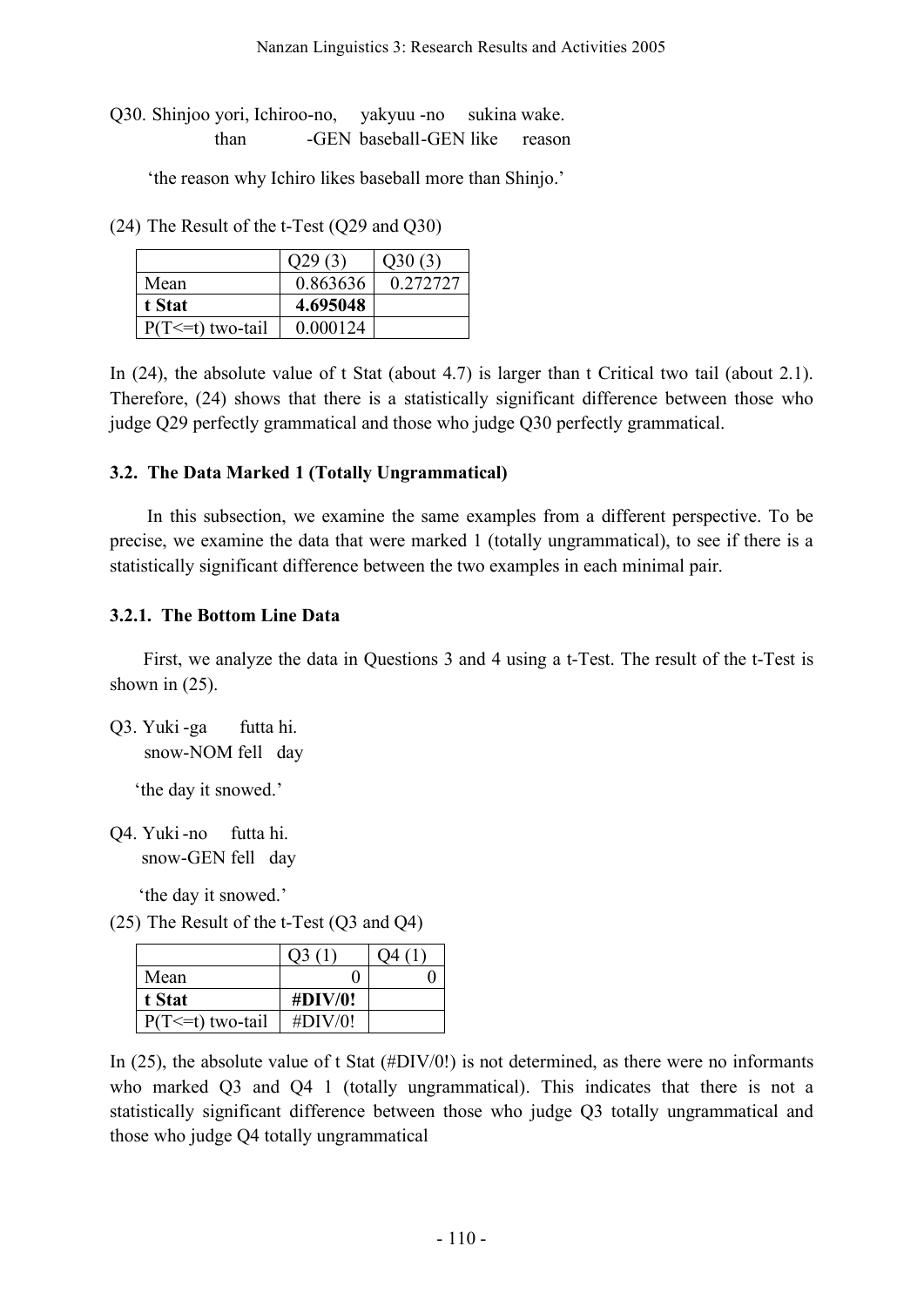Q30. Shinjoo yori, Ichiroo-no, yakyuu -no sukina wake.
  than -GEN baseball-GEN like reason

'the reason why Ichiro likes baseball more than Shinjo.'

(24) The Result of the t-Test (Q29 and Q30)

| | Q29 (3) | Q30 (3) |
|---|---|---|
| Mean | 0.863636 | 0.272727 |
| **t Stat** | **4.695048** | |
| P(T<=t) two-tail | 0.000124 | |

In (24), the absolute value of t Stat (about 4.7) is larger than t Critical two tail (about 2.1). Therefore, (24) shows that there is a statistically significant difference between those who judge Q29 perfectly grammatical and those who judge Q30 perfectly grammatical.

### 3.2. The Data Marked 1 (Totally Ungrammatical)

In this subsection, we examine the same examples from a different perspective. To be precise, we examine the data that were marked 1 (totally ungrammatical), to see if there is a statistically significant difference between the two examples in each minimal pair.

#### 3.2.1. The Bottom Line Data

First, we analyze the data in Questions 3 and 4 using a t-Test. The result of the t-Test is shown in (25).

Q3. Yuki -ga futta hi.
  snow-NOM fell day

'the day it snowed.'

Q4. Yuki -no futta hi.
  snow-GEN fell day

'the day it snowed.'

(25) The Result of the t-Test (Q3 and Q4)

| | Q3 (1) | Q4 (1) |
|---|---|---|
| Mean | 0 | 0 |
| **t Stat** | **#DIV/0!** | |
| P(T<=t) two-tail | #DIV/0! | |

In (25), the absolute value of t Stat (#DIV/0!) is not determined, as there were no informants who marked Q3 and Q4 1 (totally ungrammatical). This indicates that there is not a statistically significant difference between those who judge Q3 totally ungrammatical and those who judge Q4 totally ungrammatical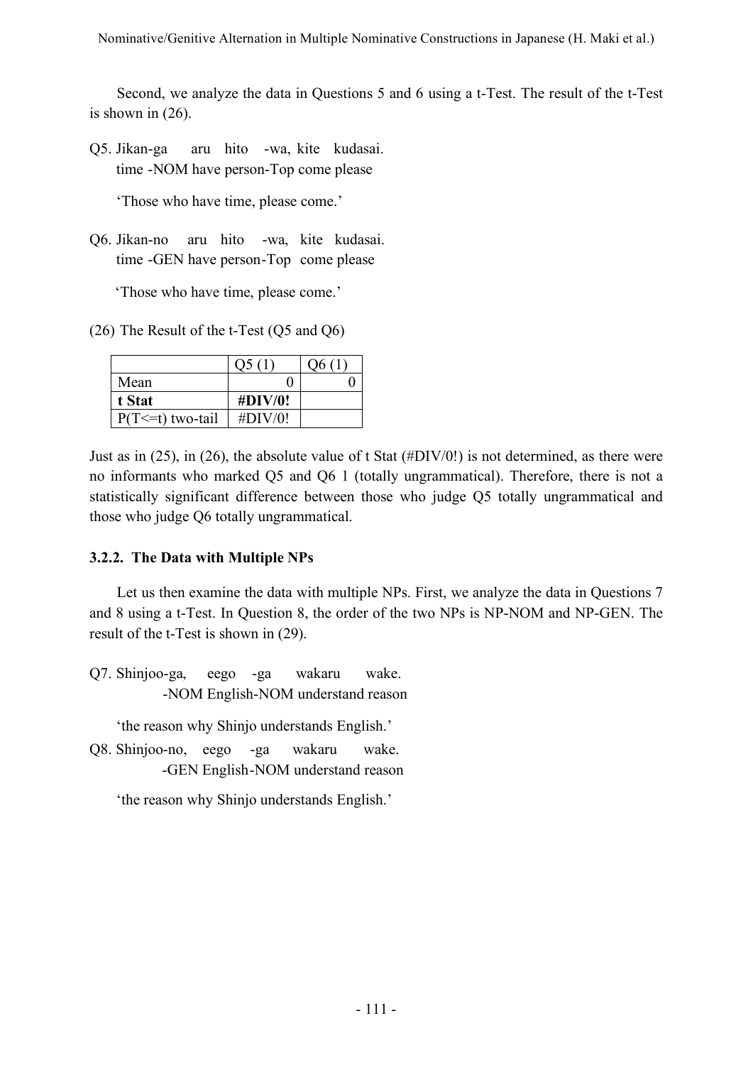Second, we analyze the data in Questions 5 and 6 using a t-Test. The result of the t-Test is shown in (26).

Q5. Jikan-ga aru hito -wa, kite kudasai.
time -NOM have person-Top come please

'Those who have time, please come.'

Q6. Jikan-no aru hito -wa, kite kudasai.
time -GEN have person-Top come please

'Those who have time, please come.'

(26) The Result of the t-Test (Q5 and Q6)

| | Q5 (1) | Q6 (1) |
|---|---|---|
| Mean | 0 | 0 |
| **t Stat** | **#DIV/0!** | |
| P(T<=t) two-tail | #DIV/0! | |

Just as in (25), in (26), the absolute value of t Stat (#DIV/0!) is not determined, as there were no informants who marked Q5 and Q6 1 (totally ungrammatical). Therefore, there is not a statistically significant difference between those who judge Q5 totally ungrammatical and those who judge Q6 totally ungrammatical.

### 3.2.2. The Data with Multiple NPs

Let us then examine the data with multiple NPs. First, we analyze the data in Questions 7 and 8 using a t-Test. In Question 8, the order of the two NPs is NP-NOM and NP-GEN. The result of the t-Test is shown in (29).

Q7. Shinjoo-ga, eego -ga wakaru wake.
-NOM English-NOM understand reason

'the reason why Shinjo understands English.'

Q8. Shinjoo-no, eego -ga wakaru wake.
-GEN English-NOM understand reason

'the reason why Shinjo understands English.'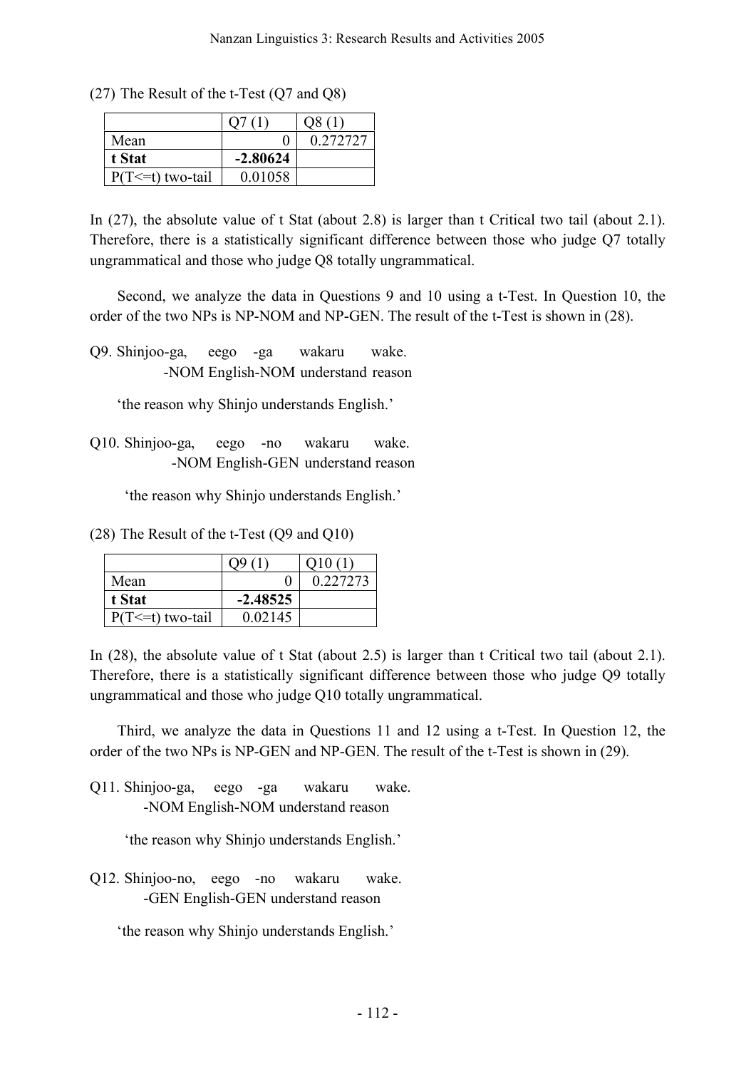(27) The Result of the t-Test (Q7 and Q8)

| | Q7 (1) | Q8 (1) |
|---|---|---|
| Mean | 0 | 0.272727 |
| **t Stat** | **-2.80624** | |
| P(T<=t) two-tail | 0.01058 | |

In (27), the absolute value of t Stat (about 2.8) is larger than t Critical two tail (about 2.1). Therefore, there is a statistically significant difference between those who judge Q7 totally ungrammatical and those who judge Q8 totally ungrammatical.

Second, we analyze the data in Questions 9 and 10 using a t-Test. In Question 10, the order of the two NPs is NP-NOM and NP-GEN. The result of the t-Test is shown in (28).

Q9. Shinjoo-ga, eego -ga wakaru wake.
-NOM English-NOM understand reason

'the reason why Shinjo understands English.'

Q10. Shinjoo-ga, eego -no wakaru wake.
-NOM English-GEN understand reason

'the reason why Shinjo understands English.'

(28) The Result of the t-Test (Q9 and Q10)

| | Q9 (1) | Q10 (1) |
|---|---|---|
| Mean | 0 | 0.227273 |
| **t Stat** | **-2.48525** | |
| P(T<=t) two-tail | 0.02145 | |

In (28), the absolute value of t Stat (about 2.5) is larger than t Critical two tail (about 2.1). Therefore, there is a statistically significant difference between those who judge Q9 totally ungrammatical and those who judge Q10 totally ungrammatical.

Third, we analyze the data in Questions 11 and 12 using a t-Test. In Question 12, the order of the two NPs is NP-GEN and NP-GEN. The result of the t-Test is shown in (29).

Q11. Shinjoo-ga, eego -ga wakaru wake.
-NOM English-NOM understand reason

'the reason why Shinjo understands English.'

Q12. Shinjoo-no, eego -no wakaru wake.
-GEN English-GEN understand reason

'the reason why Shinjo understands English.'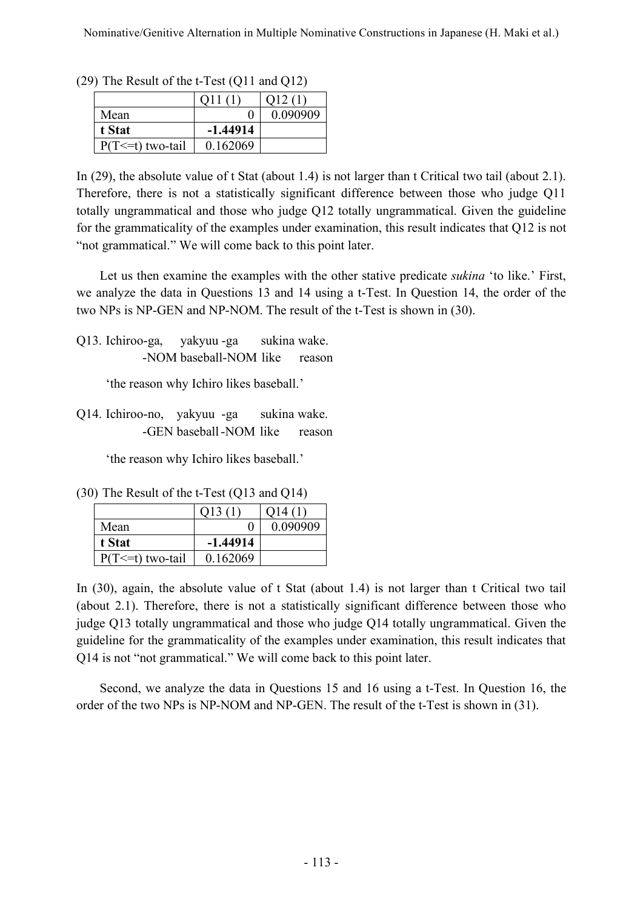(29) The Result of the t-Test (Q11 and Q12)

| | Q11 (1) | Q12 (1) |
|---|---|---|
| Mean | 0 | 0.090909 |
| **t Stat** | **-1.44914** | |
| P(T<=t) two-tail | 0.162069 | |

In (29), the absolute value of t Stat (about 1.4) is not larger than t Critical two tail (about 2.1). Therefore, there is not a statistically significant difference between those who judge Q11 totally ungrammatical and those who judge Q12 totally ungrammatical. Given the guideline for the grammaticality of the examples under examination, this result indicates that Q12 is not "not grammatical." We will come back to this point later.

Let us then examine the examples with the other stative predicate *sukina* 'to like.' First, we analyze the data in Questions 13 and 14 using a t-Test. In Question 14, the order of the two NPs is NP-GEN and NP-NOM. The result of the t-Test is shown in (30).

Q13. Ichiroo-ga, yakyuu -ga sukina wake.
-NOM baseball-NOM like reason

'the reason why Ichiro likes baseball.'

Q14. Ichiroo-no, yakyuu -ga sukina wake.
-GEN baseball -NOM like reason

'the reason why Ichiro likes baseball.'

(30) The Result of the t-Test (Q13 and Q14)

| | Q13 (1) | Q14 (1) |
|---|---|---|
| Mean | 0 | 0.090909 |
| **t Stat** | **-1.44914** | |
| P(T<=t) two-tail | 0.162069 | |

In (30), again, the absolute value of t Stat (about 1.4) is not larger than t Critical two tail (about 2.1). Therefore, there is not a statistically significant difference between those who judge Q13 totally ungrammatical and those who judge Q14 totally ungrammatical. Given the guideline for the grammaticality of the examples under examination, this result indicates that Q14 is not "not grammatical." We will come back to this point later.

Second, we analyze the data in Questions 15 and 16 using a t-Test. In Question 16, the order of the two NPs is NP-NOM and NP-GEN. The result of the t-Test is shown in (31).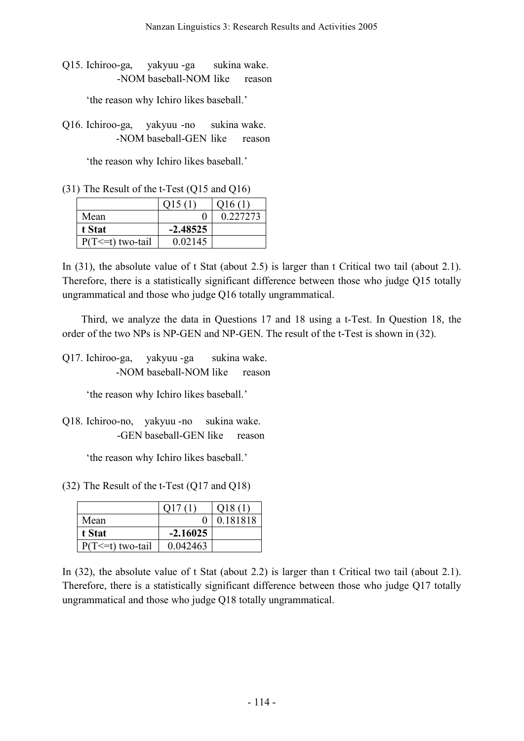Q15. Ichiroo-ga, yakyuu -ga sukina wake.
 -NOM baseball-NOM like reason

 'the reason why Ichiro likes baseball.'

Q16. Ichiroo-ga, yakyuu -no sukina wake.
 -NOM baseball-GEN like reason

 'the reason why Ichiro likes baseball.'

(31) The Result of the t-Test (Q15 and Q16)

| | Q15 (1) | Q16 (1) |
|---|---|---|
| Mean | 0 | 0.227273 |
| **t Stat** | **-2.48525** | |
| P(T<=t) two-tail | 0.02145 | |

In (31), the absolute value of t Stat (about 2.5) is larger than t Critical two tail (about 2.1). Therefore, there is a statistically significant difference between those who judge Q15 totally ungrammatical and those who judge Q16 totally ungrammatical.

Third, we analyze the data in Questions 17 and 18 using a t-Test. In Question 18, the order of the two NPs is NP-GEN and NP-GEN. The result of the t-Test is shown in (32).

Q17. Ichiroo-ga, yakyuu -ga sukina wake.
 -NOM baseball-NOM like reason

 'the reason why Ichiro likes baseball.'

Q18. Ichiroo-no, yakyuu -no sukina wake.
 -GEN baseball-GEN like reason

 'the reason why Ichiro likes baseball.'

(32) The Result of the t-Test (Q17 and Q18)

| | Q17 (1) | Q18 (1) |
|---|---|---|
| Mean | 0 | 0.181818 |
| **t Stat** | **-2.16025** | |
| P(T<=t) two-tail | 0.042463 | |

In (32), the absolute value of t Stat (about 2.2) is larger than t Critical two tail (about 2.1). Therefore, there is a statistically significant difference between those who judge Q17 totally ungrammatical and those who judge Q18 totally ungrammatical.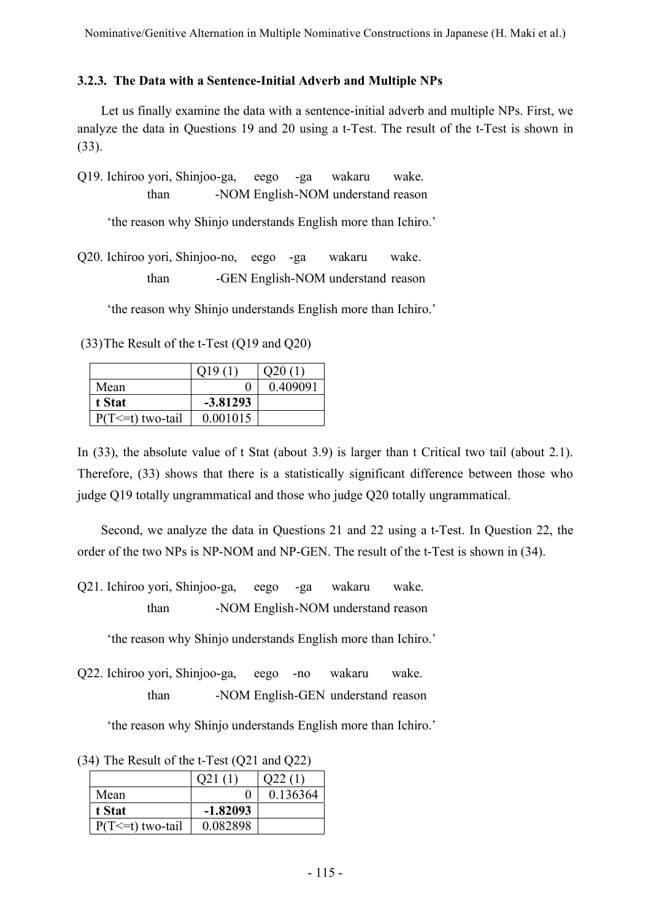### 3.2.3. The Data with a Sentence-Initial Adverb and Multiple NPs

Let us finally examine the data with a sentence-initial adverb and multiple NPs. First, we analyze the data in Questions 19 and 20 using a t-Test. The result of the t-Test is shown in (33).

Q19. Ichiroo yori, Shinjoo-ga, eego -ga wakaru wake.
than -NOM English-NOM understand reason

'the reason why Shinjo understands English more than Ichiro.'

Q20. Ichiroo yori, Shinjoo-no, eego -ga wakaru wake.
than -GEN English-NOM understand reason

'the reason why Shinjo understands English more than Ichiro.'

(33) The Result of the t-Test (Q19 and Q20)

| | Q19 (1) | Q20 (1) |
|---|---|---|
| Mean | 0 | 0.409091 |
| **t Stat** | **-3.81293** | |
| P(T<=t) two-tail | 0.001015 | |

In (33), the absolute value of t Stat (about 3.9) is larger than t Critical two tail (about 2.1). Therefore, (33) shows that there is a statistically significant difference between those who judge Q19 totally ungrammatical and those who judge Q20 totally ungrammatical.

Second, we analyze the data in Questions 21 and 22 using a t-Test. In Question 22, the order of the two NPs is NP-NOM and NP-GEN. The result of the t-Test is shown in (34).

Q21. Ichiroo yori, Shinjoo-ga, eego -ga wakaru wake.
than -NOM English-NOM understand reason

'the reason why Shinjo understands English more than Ichiro.'

Q22. Ichiroo yori, Shinjoo-ga, eego -no wakaru wake.
than -NOM English-GEN understand reason

'the reason why Shinjo understands English more than Ichiro.'

(34) The Result of the t-Test (Q21 and Q22)

| | Q21 (1) | Q22 (1) |
|---|---|---|
| Mean | 0 | 0.136364 |
| **t Stat** | **-1.82093** | |
| P(T<=t) two-tail | 0.082898 | |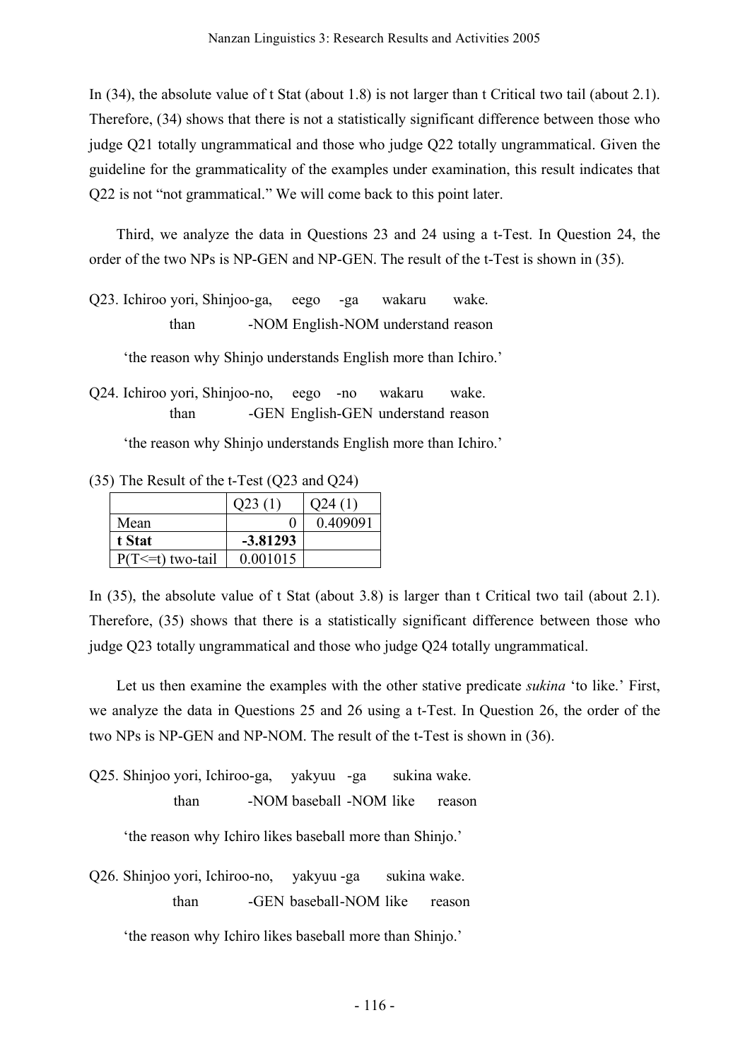In (34), the absolute value of t Stat (about 1.8) is not larger than t Critical two tail (about 2.1). Therefore, (34) shows that there is not a statistically significant difference between those who judge Q21 totally ungrammatical and those who judge Q22 totally ungrammatical. Given the guideline for the grammaticality of the examples under examination, this result indicates that Q22 is not "not grammatical." We will come back to this point later.

Third, we analyze the data in Questions 23 and 24 using a t-Test. In Question 24, the order of the two NPs is NP-GEN and NP-GEN. The result of the t-Test is shown in (35).

Q23. Ichiroo yori, Shinjoo-ga, eego -ga wakaru wake.
than -NOM English-NOM understand reason

'the reason why Shinjo understands English more than Ichiro.'

Q24. Ichiroo yori, Shinjoo-no, eego -no wakaru wake.
than -GEN English-GEN understand reason

'the reason why Shinjo understands English more than Ichiro.'

(35) The Result of the t-Test (Q23 and Q24)

| | Q23 (1) | Q24 (1) |
|---|---|---|
| Mean | 0 | 0.409091 |
| **t Stat** | **-3.81293** | |
| P(T<=t) two-tail | 0.001015 | |

In (35), the absolute value of t Stat (about 3.8) is larger than t Critical two tail (about 2.1). Therefore, (35) shows that there is a statistically significant difference between those who judge Q23 totally ungrammatical and those who judge Q24 totally ungrammatical.

Let us then examine the examples with the other stative predicate *sukina* 'to like.' First, we analyze the data in Questions 25 and 26 using a t-Test. In Question 26, the order of the two NPs is NP-GEN and NP-NOM. The result of the t-Test is shown in (36).

Q25. Shinjoo yori, Ichiroo-ga, yakyuu -ga sukina wake.
than -NOM baseball -NOM like reason

'the reason why Ichiro likes baseball more than Shinjo.'

Q26. Shinjoo yori, Ichiroo-no, yakyuu -ga sukina wake.
than -GEN baseball-NOM like reason

'the reason why Ichiro likes baseball more than Shinjo.'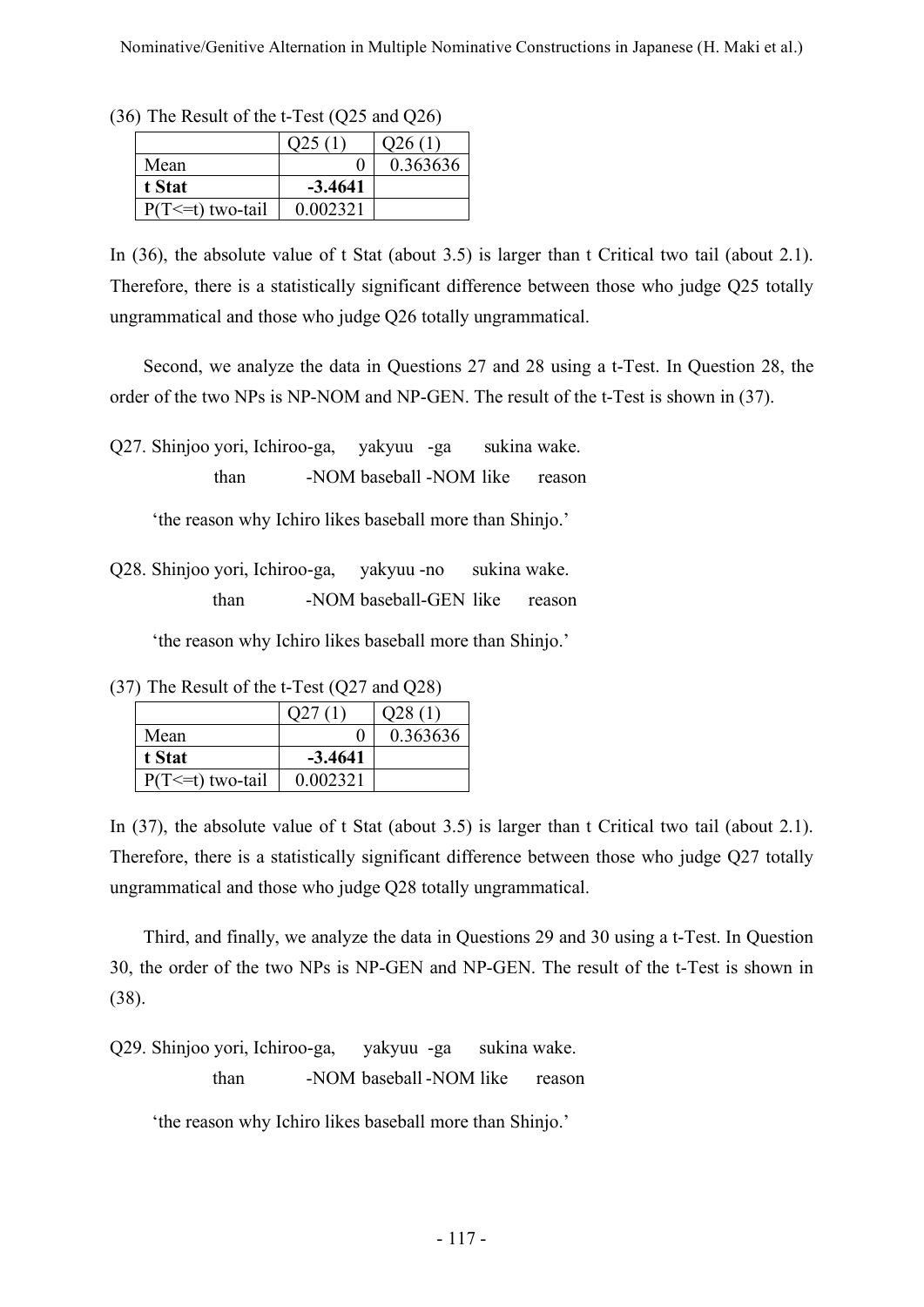(36) The Result of the t-Test (Q25 and Q26)

| | Q25 (1) | Q26 (1) |
|---|---|---|
| Mean | 0 | 0.363636 |
| **t Stat** | **-3.4641** | |
| P(T<=t) two-tail | 0.002321 | |

In (36), the absolute value of t Stat (about 3.5) is larger than t Critical two tail (about 2.1). Therefore, there is a statistically significant difference between those who judge Q25 totally ungrammatical and those who judge Q26 totally ungrammatical.

Second, we analyze the data in Questions 27 and 28 using a t-Test. In Question 28, the order of the two NPs is NP-NOM and NP-GEN. The result of the t-Test is shown in (37).

Q27. Shinjoo yori, Ichiroo-ga, yakyuu -ga sukina wake.
than -NOM baseball -NOM like reason

'the reason why Ichiro likes baseball more than Shinjo.'

Q28. Shinjoo yori, Ichiroo-ga, yakyuu -no sukina wake.
than -NOM baseball-GEN like reason

'the reason why Ichiro likes baseball more than Shinjo.'

(37) The Result of the t-Test (Q27 and Q28)

| | Q27 (1) | Q28 (1) |
|---|---|---|
| Mean | 0 | 0.363636 |
| **t Stat** | **-3.4641** | |
| P(T<=t) two-tail | 0.002321 | |

In (37), the absolute value of t Stat (about 3.5) is larger than t Critical two tail (about 2.1). Therefore, there is a statistically significant difference between those who judge Q27 totally ungrammatical and those who judge Q28 totally ungrammatical.

Third, and finally, we analyze the data in Questions 29 and 30 using a t-Test. In Question 30, the order of the two NPs is NP-GEN and NP-GEN. The result of the t-Test is shown in (38).

Q29. Shinjoo yori, Ichiroo-ga, yakyuu -ga sukina wake.
than -NOM baseball -NOM like reason

'the reason why Ichiro likes baseball more than Shinjo.'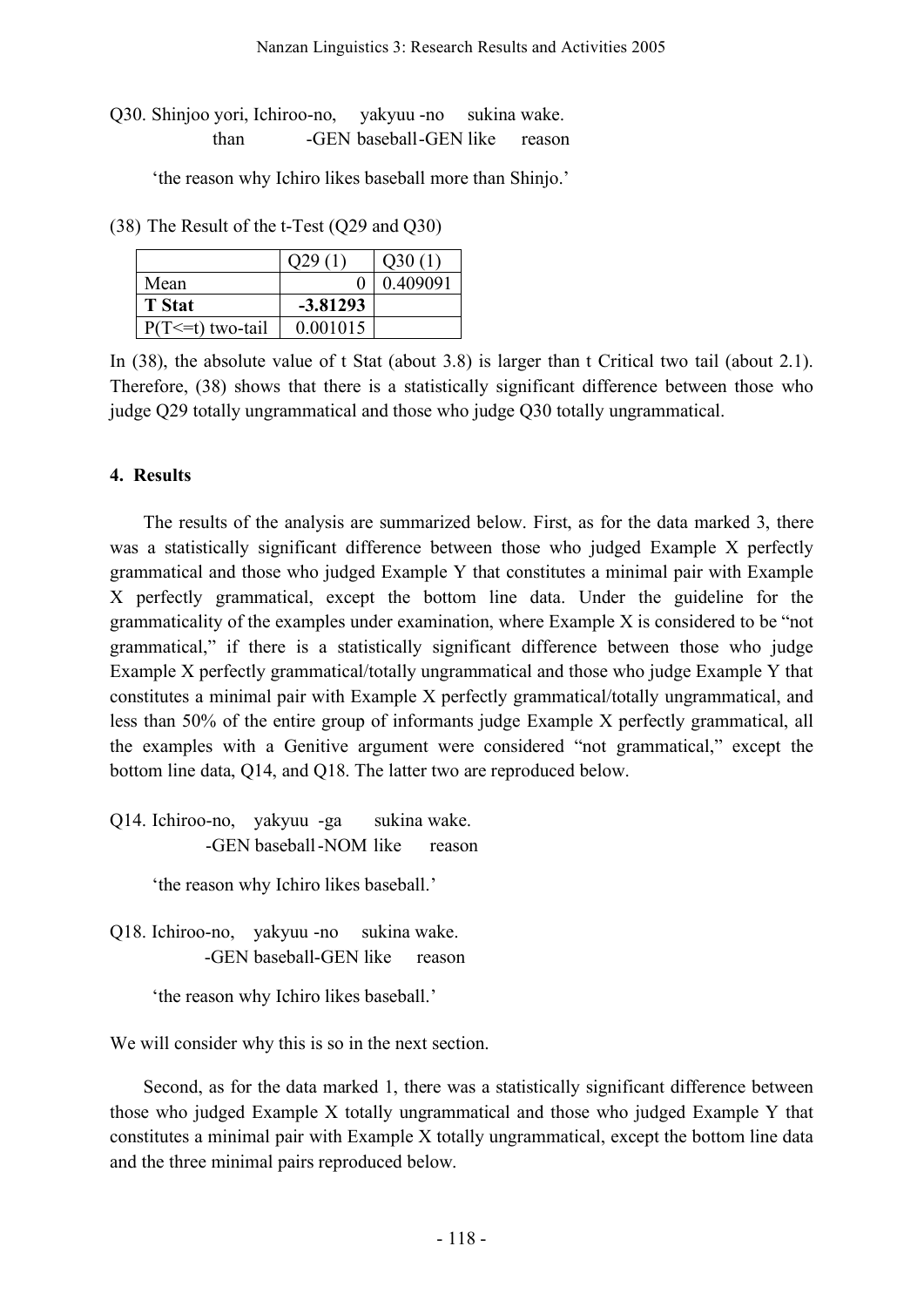Q30. Shinjoo yori, Ichiroo-no, yakyuu -no sukina wake.
than -GEN baseball-GEN like reason

'the reason why Ichiro likes baseball more than Shinjo.'

(38) The Result of the t-Test (Q29 and Q30)

| | Q29 (1) | Q30 (1) |
|---|---|---|
| Mean | 0 | 0.409091 |
| **T Stat** | **-3.81293** | |
| P(T<=t) two-tail | 0.001015 | |

In (38), the absolute value of t Stat (about 3.8) is larger than t Critical two tail (about 2.1). Therefore, (38) shows that there is a statistically significant difference between those who judge Q29 totally ungrammatical and those who judge Q30 totally ungrammatical.

## 4. Results

The results of the analysis are summarized below. First, as for the data marked 3, there was a statistically significant difference between those who judged Example X perfectly grammatical and those who judged Example Y that constitutes a minimal pair with Example X perfectly grammatical, except the bottom line data. Under the guideline for the grammaticality of the examples under examination, where Example X is considered to be "not grammatical," if there is a statistically significant difference between those who judge Example X perfectly grammatical/totally ungrammatical and those who judge Example Y that constitutes a minimal pair with Example X perfectly grammatical/totally ungrammatical, and less than 50% of the entire group of informants judge Example X perfectly grammatical, all the examples with a Genitive argument were considered "not grammatical," except the bottom line data, Q14, and Q18. The latter two are reproduced below.

Q14. Ichiroo-no, yakyuu -ga sukina wake.
-GEN baseball-NOM like reason

'the reason why Ichiro likes baseball.'

Q18. Ichiroo-no, yakyuu -no sukina wake.
-GEN baseball-GEN like reason

'the reason why Ichiro likes baseball.'

We will consider why this is so in the next section.

Second, as for the data marked 1, there was a statistically significant difference between those who judged Example X totally ungrammatical and those who judged Example Y that constitutes a minimal pair with Example X totally ungrammatical, except the bottom line data and the three minimal pairs reproduced below.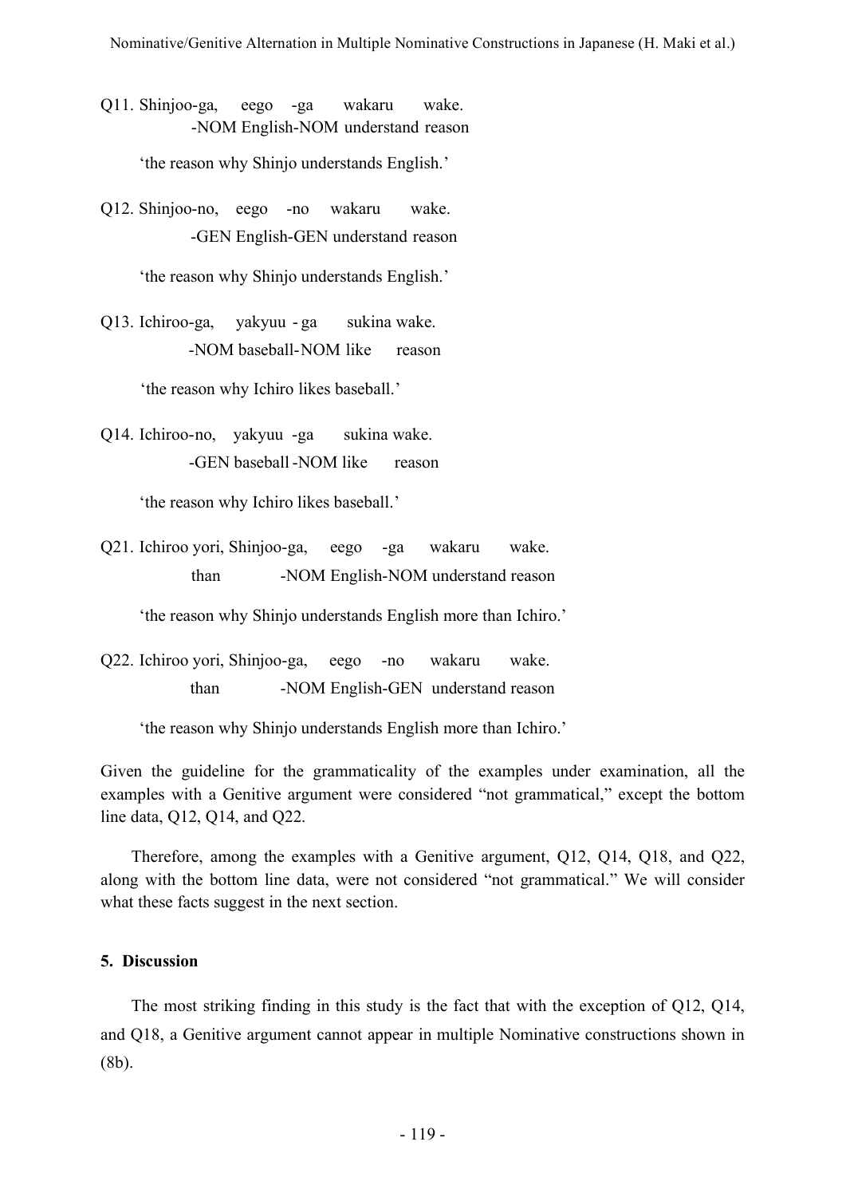Q11. Shinjoo-ga, eego -ga wakaru wake.
-NOM English-NOM understand reason

'the reason why Shinjo understands English.'

Q12. Shinjoo-no, eego -no wakaru wake.
-GEN English-GEN understand reason

'the reason why Shinjo understands English.'

Q13. Ichiroo-ga, yakyuu - ga sukina wake.
-NOM baseball-NOM like reason

'the reason why Ichiro likes baseball.'

Q14. Ichiroo-no, yakyuu -ga sukina wake.
-GEN baseball -NOM like reason

'the reason why Ichiro likes baseball.'

Q21. Ichiroo yori, Shinjoo-ga, eego -ga wakaru wake.
than -NOM English-NOM understand reason

'the reason why Shinjo understands English more than Ichiro.'

Q22. Ichiroo yori, Shinjoo-ga, eego -no wakaru wake.
than -NOM English-GEN understand reason

'the reason why Shinjo understands English more than Ichiro.'

Given the guideline for the grammaticality of the examples under examination, all the examples with a Genitive argument were considered "not grammatical," except the bottom line data, Q12, Q14, and Q22.

Therefore, among the examples with a Genitive argument, Q12, Q14, Q18, and Q22, along with the bottom line data, were not considered "not grammatical." We will consider what these facts suggest in the next section.

## 5. Discussion

The most striking finding in this study is the fact that with the exception of Q12, Q14, and Q18, a Genitive argument cannot appear in multiple Nominative constructions shown in (8b).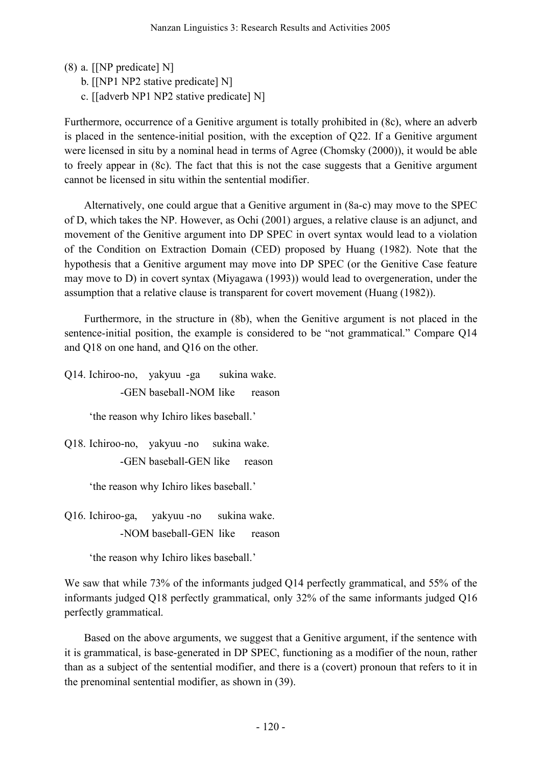(8) a. [[NP predicate] N]
  b. [[NP1 NP2 stative predicate] N]
  c. [[adverb NP1 NP2 stative predicate] N]

Furthermore, occurrence of a Genitive argument is totally prohibited in (8c), where an adverb is placed in the sentence-initial position, with the exception of Q22. If a Genitive argument were licensed in situ by a nominal head in terms of Agree (Chomsky (2000)), it would be able to freely appear in (8c). The fact that this is not the case suggests that a Genitive argument cannot be licensed in situ within the sentential modifier.

Alternatively, one could argue that a Genitive argument in (8a-c) may move to the SPEC of D, which takes the NP. However, as Ochi (2001) argues, a relative clause is an adjunct, and movement of the Genitive argument into DP SPEC in overt syntax would lead to a violation of the Condition on Extraction Domain (CED) proposed by Huang (1982). Note that the hypothesis that a Genitive argument may move into DP SPEC (or the Genitive Case feature may move to D) in covert syntax (Miyagawa (1993)) would lead to overgeneration, under the assumption that a relative clause is transparent for covert movement (Huang (1982)).

Furthermore, in the structure in (8b), when the Genitive argument is not placed in the sentence-initial position, the example is considered to be "not grammatical." Compare Q14 and Q18 on one hand, and Q16 on the other.

Q14. Ichiroo-no, yakyuu -ga sukina wake.
  -GEN baseball-NOM like reason

  'the reason why Ichiro likes baseball.'

Q18. Ichiroo-no, yakyuu -no sukina wake.
  -GEN baseball-GEN like reason

  'the reason why Ichiro likes baseball.'

Q16. Ichiroo-ga, yakyuu -no sukina wake.
  -NOM baseball-GEN like reason

  'the reason why Ichiro likes baseball.'

We saw that while 73% of the informants judged Q14 perfectly grammatical, and 55% of the informants judged Q18 perfectly grammatical, only 32% of the same informants judged Q16 perfectly grammatical.

Based on the above arguments, we suggest that a Genitive argument, if the sentence with it is grammatical, is base-generated in DP SPEC, functioning as a modifier of the noun, rather than as a subject of the sentential modifier, and there is a (covert) pronoun that refers to it in the prenominal sentential modifier, as shown in (39).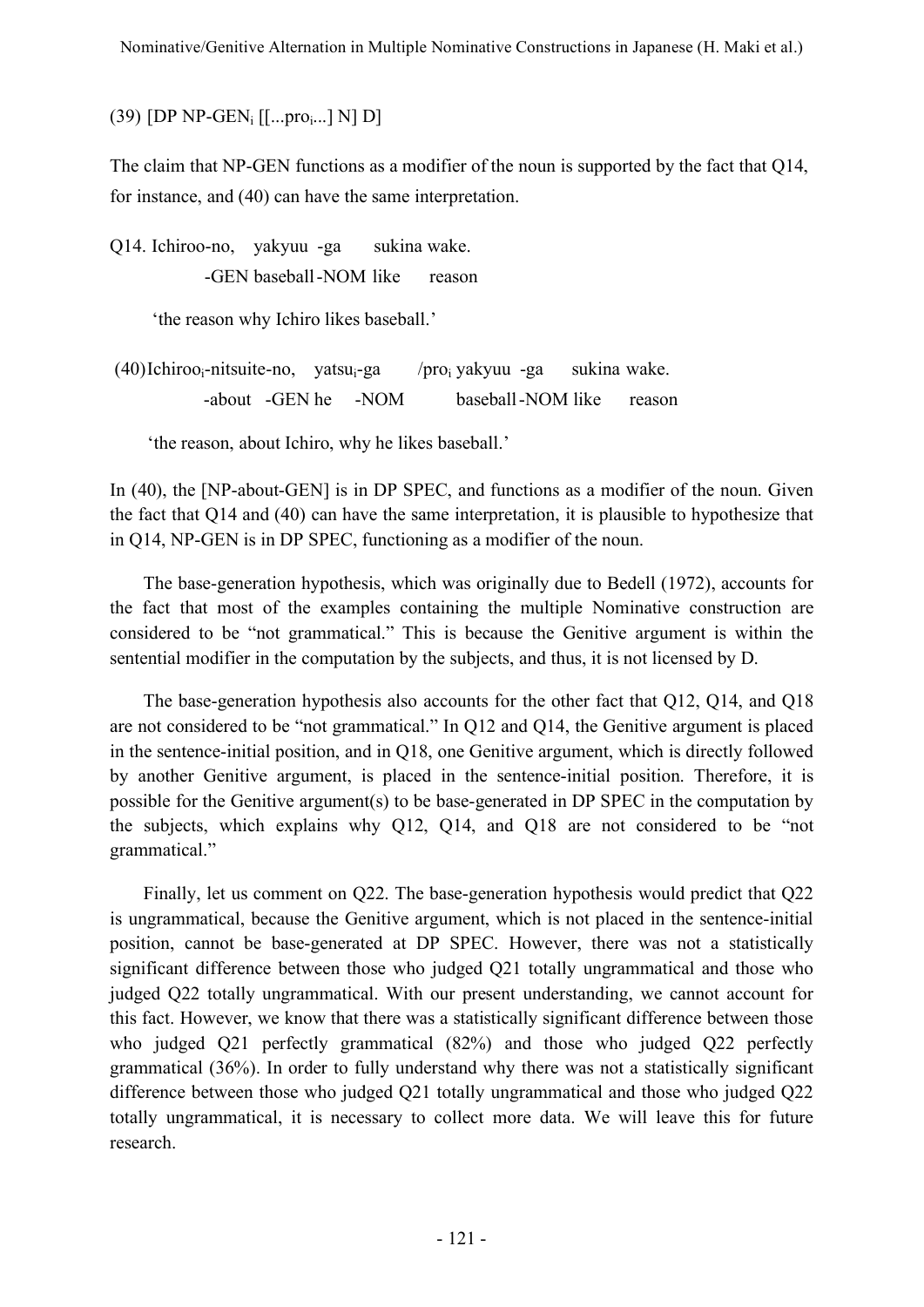(39) [DP NP-GEN$_i$ [[...pro$_i$...] N] D]

The claim that NP-GEN functions as a modifier of the noun is supported by the fact that Q14, for instance, and (40) can have the same interpretation.

Q14. Ichiroo-no,   yakyuu -ga   sukina wake.
       -GEN baseball-NOM like   reason

'the reason why Ichiro likes baseball.'

(40) Ichiroo$_i$-nitsuite-no,   yatsu$_i$-ga   /pro$_i$ yakyuu -ga   sukina wake.
       -about   -GEN he   -NOM   baseball-NOM like   reason

'the reason, about Ichiro, why he likes baseball.'

In (40), the [NP-about-GEN] is in DP SPEC, and functions as a modifier of the noun. Given the fact that Q14 and (40) can have the same interpretation, it is plausible to hypothesize that in Q14, NP-GEN is in DP SPEC, functioning as a modifier of the noun.

The base-generation hypothesis, which was originally due to Bedell (1972), accounts for the fact that most of the examples containing the multiple Nominative construction are considered to be "not grammatical." This is because the Genitive argument is within the sentential modifier in the computation by the subjects, and thus, it is not licensed by D.

The base-generation hypothesis also accounts for the other fact that Q12, Q14, and Q18 are not considered to be "not grammatical." In Q12 and Q14, the Genitive argument is placed in the sentence-initial position, and in Q18, one Genitive argument, which is directly followed by another Genitive argument, is placed in the sentence-initial position. Therefore, it is possible for the Genitive argument(s) to be base-generated in DP SPEC in the computation by the subjects, which explains why Q12, Q14, and Q18 are not considered to be "not grammatical."

Finally, let us comment on Q22. The base-generation hypothesis would predict that Q22 is ungrammatical, because the Genitive argument, which is not placed in the sentence-initial position, cannot be base-generated at DP SPEC. However, there was not a statistically significant difference between those who judged Q21 totally ungrammatical and those who judged Q22 totally ungrammatical. With our present understanding, we cannot account for this fact. However, we know that there was a statistically significant difference between those who judged Q21 perfectly grammatical (82%) and those who judged Q22 perfectly grammatical (36%). In order to fully understand why there was not a statistically significant difference between those who judged Q21 totally ungrammatical and those who judged Q22 totally ungrammatical, it is necessary to collect more data. We will leave this for future research.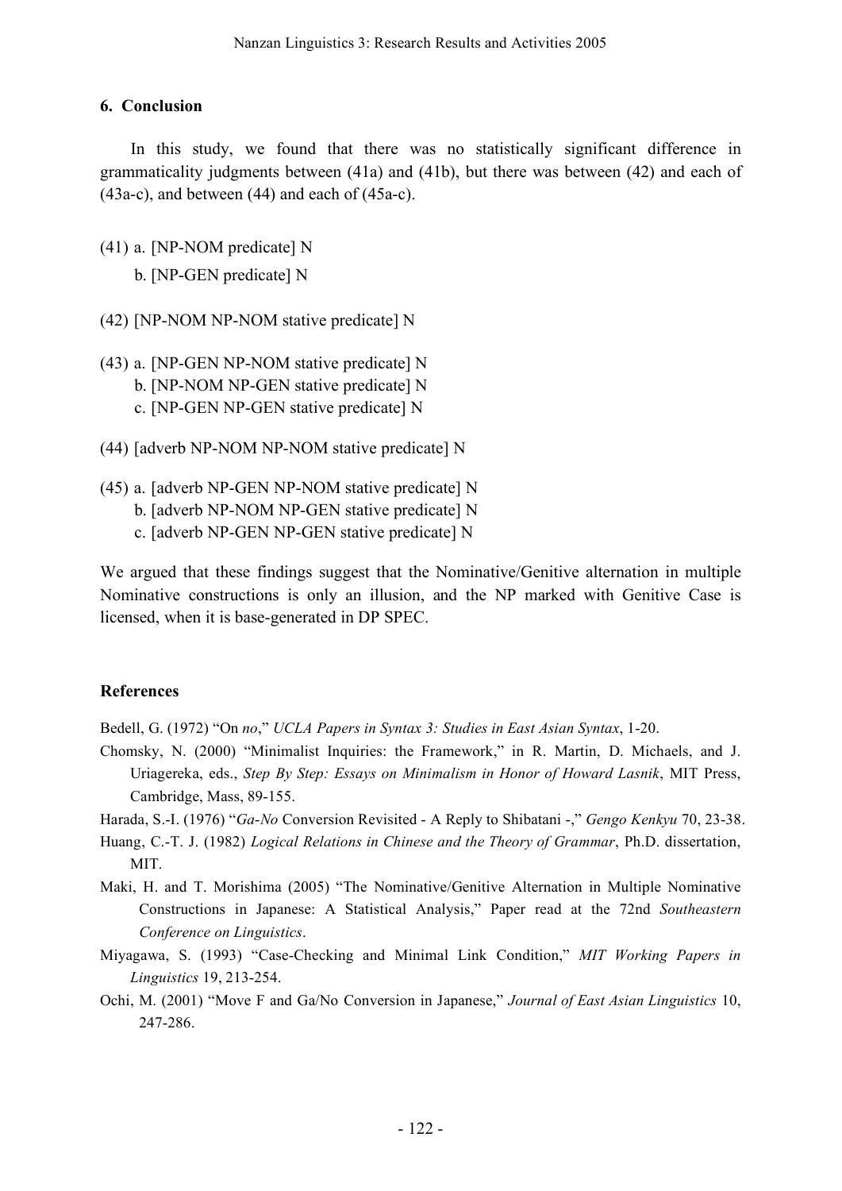## 6. Conclusion

In this study, we found that there was no statistically significant difference in grammaticality judgments between (41a) and (41b), but there was between (42) and each of (43a-c), and between (44) and each of (45a-c).

(41) a. [NP-NOM predicate] N
     b. [NP-GEN predicate] N

(42) [NP-NOM NP-NOM stative predicate] N

(43) a. [NP-GEN NP-NOM stative predicate] N
     b. [NP-NOM NP-GEN stative predicate] N
     c. [NP-GEN NP-GEN stative predicate] N

(44) [adverb NP-NOM NP-NOM stative predicate] N

(45) a. [adverb NP-GEN NP-NOM stative predicate] N
     b. [adverb NP-NOM NP-GEN stative predicate] N
     c. [adverb NP-GEN NP-GEN stative predicate] N

We argued that these findings suggest that the Nominative/Genitive alternation in multiple Nominative constructions is only an illusion, and the NP marked with Genitive Case is licensed, when it is base-generated in DP SPEC.

## References

Bedell, G. (1972) "On *no*," *UCLA Papers in Syntax 3: Studies in East Asian Syntax*, 1-20.

Chomsky, N. (2000) "Minimalist Inquiries: the Framework," in R. Martin, D. Michaels, and J. Uriagereka, eds., *Step By Step: Essays on Minimalism in Honor of Howard Lasnik*, MIT Press, Cambridge, Mass, 89-155.

Harada, S.-I. (1976) "*Ga-No* Conversion Revisited - A Reply to Shibatani -," *Gengo Kenkyu* 70, 23-38.

Huang, C.-T. J. (1982) *Logical Relations in Chinese and the Theory of Grammar*, Ph.D. dissertation, MIT.

Maki, H. and T. Morishima (2005) "The Nominative/Genitive Alternation in Multiple Nominative Constructions in Japanese: A Statistical Analysis," Paper read at the 72nd *Southeastern Conference on Linguistics*.

Miyagawa, S. (1993) "Case-Checking and Minimal Link Condition," *MIT Working Papers in Linguistics* 19, 213-254.

Ochi, M. (2001) "Move F and Ga/No Conversion in Japanese," *Journal of East Asian Linguistics* 10, 247-286.